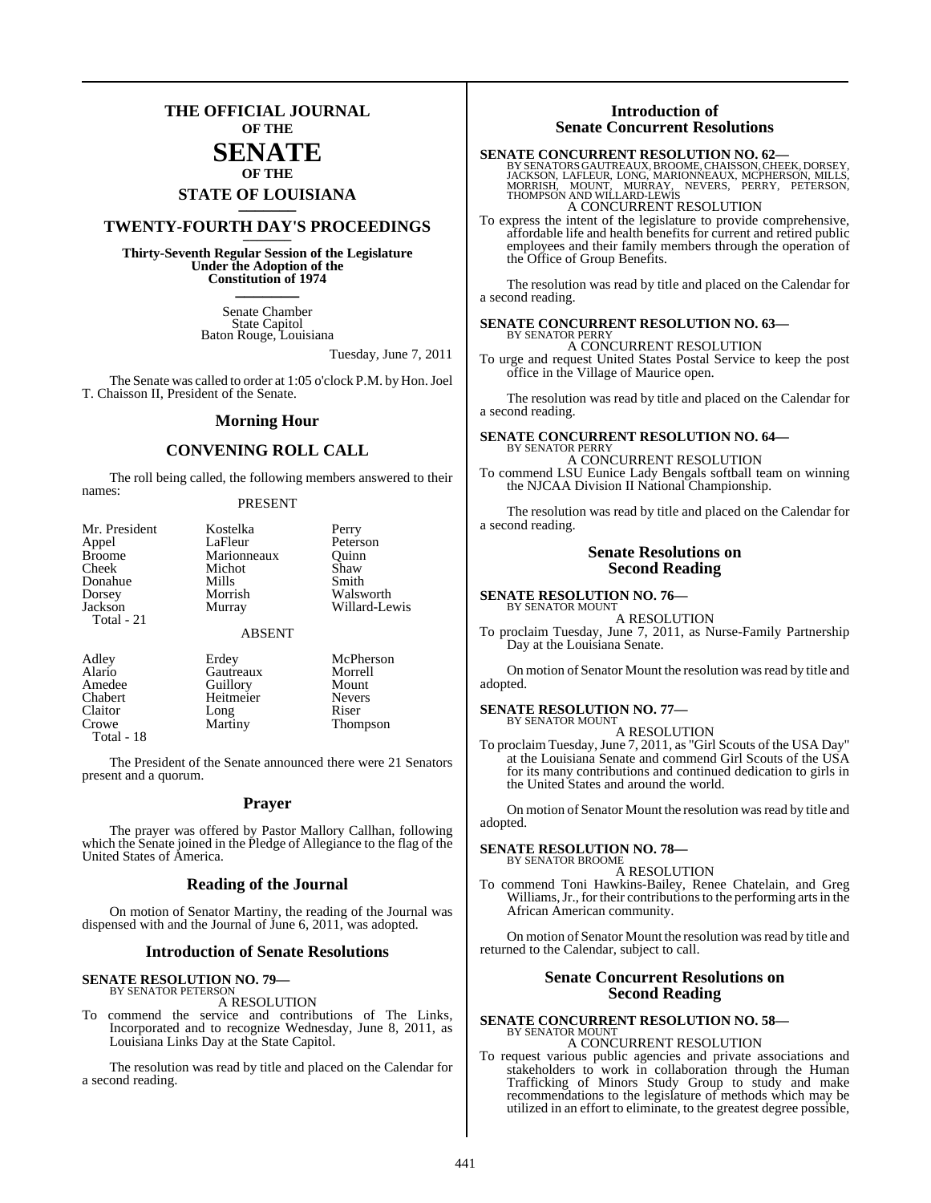# THE OFFICIAL JOURNAL OF THE SENATE OF THE STATE OF LOUISIANA

## TWENTY-FOURTH DAY'S PROCEEDINGS

**Thirty-Seventh Regular Session of the Legislature Under the Adoption of the Constitution of 1974**

Senate Chamber
State Capitol
Baton Rouge, Louisiana

Tuesday, June 7, 2011

The Senate was called to order at 1:05 o'clock P.M. by Hon. Joel T. Chaisson II, President of the Senate.

## Morning Hour

## CONVENING ROLL CALL

The roll being called, the following members answered to their names:

PRESENT

| | | |
|---|---|---|
| Mr. President | Kostelka | Perry |
| Appel | LaFleur | Peterson |
| Broome | Marionneaux | Quinn |
| Cheek | Michot | Shaw |
| Donahue | Mills | Smith |
| Dorsey | Morrish | Walsworth |
| Jackson | Murray | Willard-Lewis |
| Total - 21 | | |

ABSENT

| | | |
|---|---|---|
| Adley | Erdey | McPherson |
| Alario | Gautreaux | Morrell |
| Amedee | Guillory | Mount |
| Chabert | Heitmeier | Nevers |
| Claitor | Long | Riser |
| Crowe | Martiny | Thompson |
| Total - 18 | | |

The President of the Senate announced there were 21 Senators present and a quorum.

## Prayer

The prayer was offered by Pastor Mallory Callhan, following which the Senate joined in the Pledge of Allegiance to the flag of the United States of America.

## Reading of the Journal

On motion of Senator Martiny, the reading of the Journal was dispensed with and the Journal of June 6, 2011, was adopted.

## Introduction of Senate Resolutions

**SENATE RESOLUTION NO. 79—**
BY SENATOR PETERSON

A RESOLUTION

To commend the service and contributions of The Links, Incorporated and to recognize Wednesday, June 8, 2011, as Louisiana Links Day at the State Capitol.

The resolution was read by title and placed on the Calendar for a second reading.

## Introduction of Senate Concurrent Resolutions

**SENATE CONCURRENT RESOLUTION NO. 62—**
BY SENATORS GAUTREAUX, BROOME, CHAISSON, CHEEK, DORSEY, JACKSON, LAFLEUR, LONG, MARIONNEAUX, MCPHERSON, MILLS, MORRISH, MOUNT, MURRAY, NEVERS, PERRY, PETERSON, THOMPSON AND WILLARD-LEWIS

A CONCURRENT RESOLUTION

To express the intent of the legislature to provide comprehensive, affordable life and health benefits for current and retired public employees and their family members through the operation of the Office of Group Benefits.

The resolution was read by title and placed on the Calendar for a second reading.

**SENATE CONCURRENT RESOLUTION NO. 63—**
BY SENATOR PERRY

A CONCURRENT RESOLUTION

To urge and request United States Postal Service to keep the post office in the Village of Maurice open.

The resolution was read by title and placed on the Calendar for a second reading.

**SENATE CONCURRENT RESOLUTION NO. 64—**
BY SENATOR PERRY

A CONCURRENT RESOLUTION

To commend LSU Eunice Lady Bengals softball team on winning the NJCAA Division II National Championship.

The resolution was read by title and placed on the Calendar for a second reading.

## Senate Resolutions on Second Reading

**SENATE RESOLUTION NO. 76—**
BY SENATOR MOUNT

A RESOLUTION

To proclaim Tuesday, June 7, 2011, as Nurse-Family Partnership Day at the Louisiana Senate.

On motion of Senator Mount the resolution was read by title and adopted.

**SENATE RESOLUTION NO. 77—**
BY SENATOR MOUNT

A RESOLUTION

To proclaim Tuesday, June 7, 2011, as "Girl Scouts of the USA Day" at the Louisiana Senate and commend Girl Scouts of the USA for its many contributions and continued dedication to girls in the United States and around the world.

On motion of Senator Mount the resolution was read by title and adopted.

**SENATE RESOLUTION NO. 78—**
BY SENATOR BROOME

A RESOLUTION

To commend Toni Hawkins-Bailey, Renee Chatelain, and Greg Williams, Jr., for their contributions to the performing arts in the African American community.

On motion of Senator Mount the resolution was read by title and returned to the Calendar, subject to call.

## Senate Concurrent Resolutions on Second Reading

**SENATE CONCURRENT RESOLUTION NO. 58—**
BY SENATOR MOUNT

A CONCURRENT RESOLUTION

To request various public agencies and private associations and stakeholders to work in collaboration through the Human Trafficking of Minors Study Group to study and make recommendations to the legislature of methods which may be utilized in an effort to eliminate, to the greatest degree possible,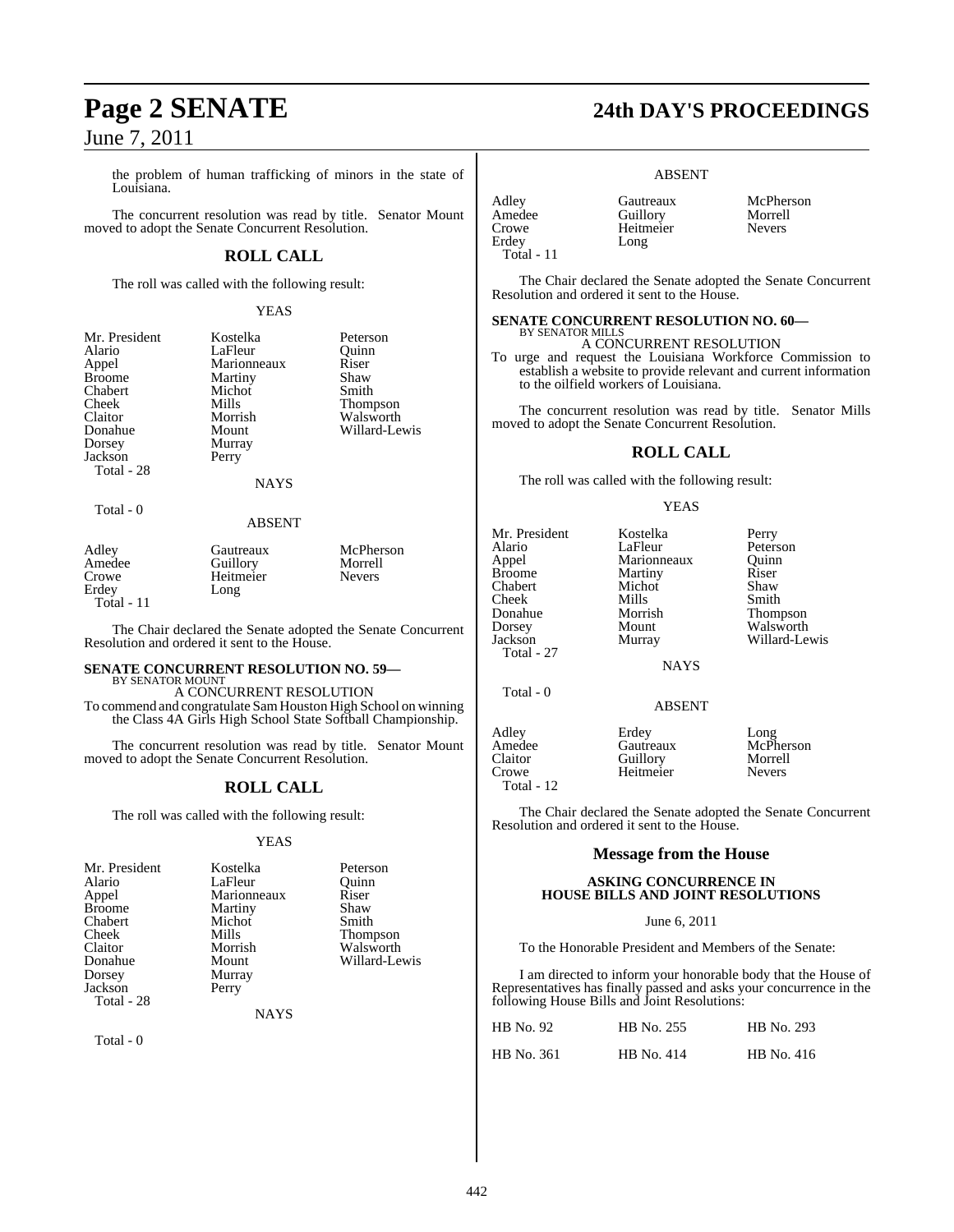the problem of human trafficking of minors in the state of Louisiana.

The concurrent resolution was read by title. Senator Mount moved to adopt the Senate Concurrent Resolution.

## ROLL CALL

The roll was called with the following result:

YEAS

| | | |
|---|---|---|
| Mr. President | Kostelka | Peterson |
| Alario | LaFleur | Quinn |
| Appel | Marionneaux | Riser |
| Broome | Martiny | Shaw |
| Chabert | Michot | Smith |
| Cheek | Mills | Thompson |
| Claitor | Morrish | Walsworth |
| Donahue | Mount | Willard-Lewis |
| Dorsey | Murray | |
| Jackson | Perry | |
| Total - 28 | | |

NAYS

Total - 0

ABSENT

| | | |
|---|---|---|
| Adley | Gautreaux | McPherson |
| Amedee | Guillory | Morrell |
| Crowe | Heitmeier | Nevers |
| Erdey | Long | |
| Total - 11 | | |

The Chair declared the Senate adopted the Senate Concurrent Resolution and ordered it sent to the House.

### SENATE CONCURRENT RESOLUTION NO. 59—
BY SENATOR MOUNT

A CONCURRENT RESOLUTION

To commend and congratulate Sam Houston High School on winning the Class 4A Girls High School State Softball Championship.

The concurrent resolution was read by title. Senator Mount moved to adopt the Senate Concurrent Resolution.

## ROLL CALL

The roll was called with the following result:

YEAS

| | | |
|---|---|---|
| Mr. President | Kostelka | Peterson |
| Alario | LaFleur | Quinn |
| Appel | Marionneaux | Riser |
| Broome | Martiny | Shaw |
| Chabert | Michot | Smith |
| Cheek | Mills | Thompson |
| Claitor | Morrish | Walsworth |
| Donahue | Mount | Willard-Lewis |
| Dorsey | Murray | |
| Jackson | Perry | |
| Total - 28 | | |

NAYS

Total - 0

ABSENT

| | | |
|---|---|---|
| Adley | Gautreaux | McPherson |
| Amedee | Guillory | Morrell |
| Crowe | Heitmeier | Nevers |
| Erdey | Long | |
| Total - 11 | | |

The Chair declared the Senate adopted the Senate Concurrent Resolution and ordered it sent to the House.

### SENATE CONCURRENT RESOLUTION NO. 60—
BY SENATOR MILLS

A CONCURRENT RESOLUTION

To urge and request the Louisiana Workforce Commission to establish a website to provide relevant and current information to the oilfield workers of Louisiana.

The concurrent resolution was read by title. Senator Mills moved to adopt the Senate Concurrent Resolution.

## ROLL CALL

The roll was called with the following result:

YEAS

| | | |
|---|---|---|
| Mr. President | Kostelka | Perry |
| Alario | LaFleur | Peterson |
| Appel | Marionneaux | Quinn |
| Broome | Martiny | Riser |
| Chabert | Michot | Shaw |
| Cheek | Mills | Smith |
| Donahue | Morrish | Thompson |
| Dorsey | Mount | Walsworth |
| Jackson | Murray | Willard-Lewis |
| Total - 27 | | |

NAYS

Total - 0

ABSENT

| | | |
|---|---|---|
| Adley | Erdey | Long |
| Amedee | Gautreaux | McPherson |
| Claitor | Guillory | Morrell |
| Crowe | Heitmeier | Nevers |
| Total - 12 | | |

The Chair declared the Senate adopted the Senate Concurrent Resolution and ordered it sent to the House.

## Message from the House

### ASKING CONCURRENCE IN HOUSE BILLS AND JOINT RESOLUTIONS

June 6, 2011

To the Honorable President and Members of the Senate:

I am directed to inform your honorable body that the House of Representatives has finally passed and asks your concurrence in the following House Bills and Joint Resolutions:

| | | |
|---|---|---|
| HB No. 92 | HB No. 255 | HB No. 293 |
| HB No. 361 | HB No. 414 | HB No. 416 |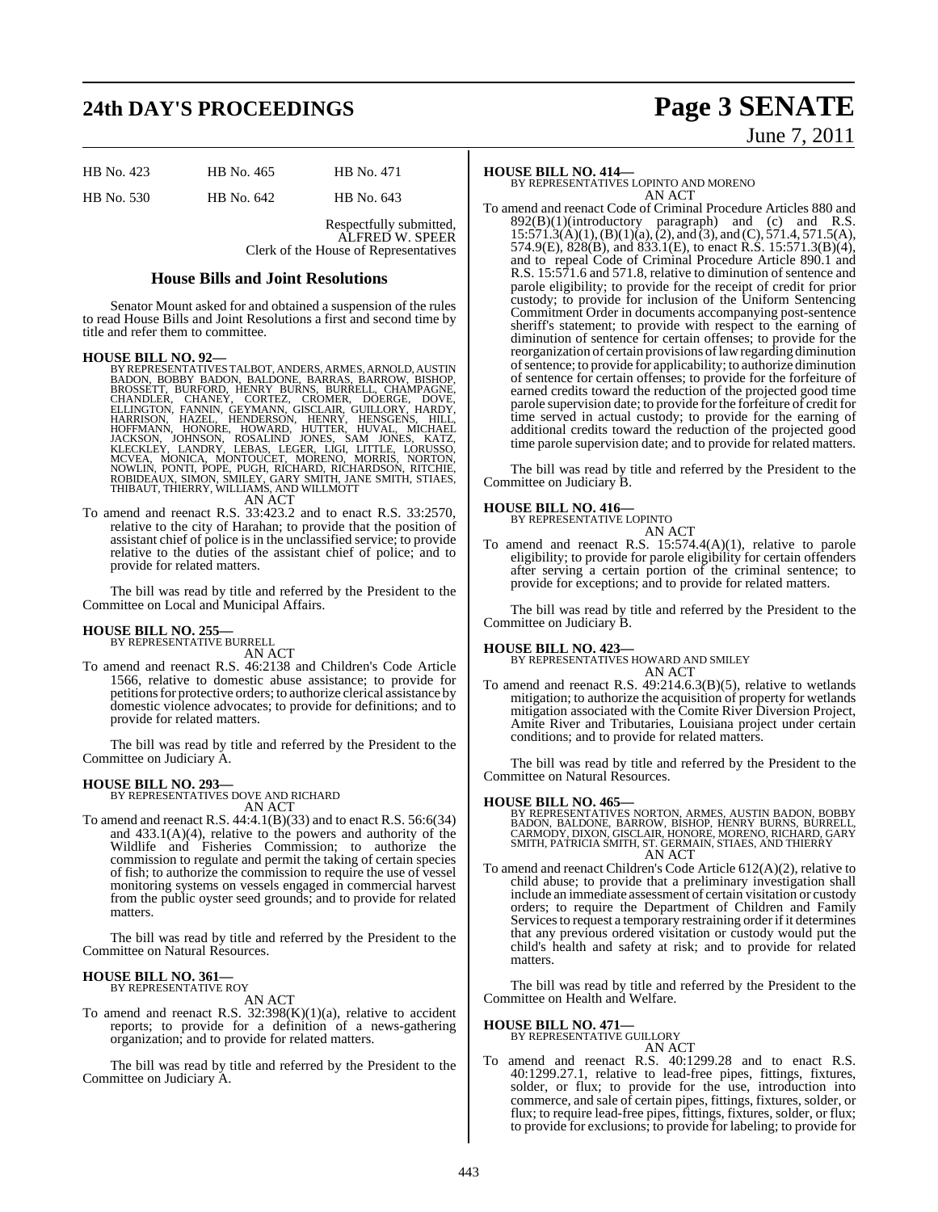| HB No. 423 | HB No. 465 | HB No. 471 |
|---|---|---|
| HB No. 530 | HB No. 642 | HB No. 643 |

Respectfully submitted,
ALFRED W. SPEER
Clerk of the House of Representatives

## House Bills and Joint Resolutions

Senator Mount asked for and obtained a suspension of the rules to read House Bills and Joint Resolutions a first and second time by title and refer them to committee.

**HOUSE BILL NO. 92—**
BY REPRESENTATIVES TALBOT, ANDERS, ARMES, ARNOLD, AUSTIN BADON, BOBBY BADON, BALDONE, BARRAS, BARROW, BISHOP, BROSSETT, BURFORD, HENRY BURNS, BURRELL, CHAMPAGNE, CHANDLER, CHANEY, CORTEZ, CROMER, DOERGE, DOVE, ELLINGTON, FANNIN, GEYMANN, GISCLAIR, GUILLORY, HARDY, HARRISON, HAZEL, HENDERSON, HENRY, HENSGENS, HILL, HOFFMANN, HONORE, HOWARD, HUTTER, HUVAL, MICHAEL JACKSON, JOHNSON, ROSALIND JONES, SAM JONES, KATZ, KLECKLEY, LANDRY, LEBAS, LEGER, LIGI, LITTLE, LORUSSO, MCVEA, MONICA, MONTOUCET, MORENO, MORRIS, NORTON, NOWLIN, PONTI, POPE, PUGH, RICHARD, RICHARDSON, RITCHIE, ROBIDEAUX, SIMON, SMILEY, GARY SMITH, JANE SMITH, STIAES, THIBAUT, THIERRY, WILLIAMS, AND WILLMOTT
AN ACT

To amend and reenact R.S. 33:423.2 and to enact R.S. 33:2570, relative to the city of Harahan; to provide that the position of assistant chief of police is in the unclassified service; to provide relative to the duties of the assistant chief of police; and to provide for related matters.

The bill was read by title and referred by the President to the Committee on Local and Municipal Affairs.

**HOUSE BILL NO. 255—**
BY REPRESENTATIVE BURRELL
AN ACT

To amend and reenact R.S. 46:2138 and Children's Code Article 1566, relative to domestic abuse assistance; to provide for petitions for protective orders; to authorize clerical assistance by domestic violence advocates; to provide for definitions; and to provide for related matters.

The bill was read by title and referred by the President to the Committee on Judiciary A.

**HOUSE BILL NO. 293—**
BY REPRESENTATIVES DOVE AND RICHARD
AN ACT

To amend and reenact R.S. 44:4.1(B)(33) and to enact R.S. 56:6(34) and 433.1(A)(4), relative to the powers and authority of the Wildlife and Fisheries Commission; to authorize the commission to regulate and permit the taking of certain species of fish; to authorize the commission to require the use of vessel monitoring systems on vessels engaged in commercial harvest from the public oyster seed grounds; and to provide for related matters.

The bill was read by title and referred by the President to the Committee on Natural Resources.

**HOUSE BILL NO. 361—**
BY REPRESENTATIVE ROY
AN ACT

To amend and reenact R.S. 32:398(K)(1)(a), relative to accident reports; to provide for a definition of a news-gathering organization; and to provide for related matters.

The bill was read by title and referred by the President to the Committee on Judiciary A.

**HOUSE BILL NO. 414—**
BY REPRESENTATIVES LOPINTO AND MORENO
AN ACT

To amend and reenact Code of Criminal Procedure Articles 880 and 892(B)(1)(introductory paragraph) and (c) and R.S. 15:571.3(A)(1), (B)(1)(a), (2), and (3), and (C), 571.4, 571.5(A), 574.9(E), 828(B), and 833.1(E), to enact R.S. 15:571.3(B)(4), and to repeal Code of Criminal Procedure Article 890.1 and R.S. 15:571.6 and 571.8, relative to diminution of sentence and parole eligibility; to provide for the receipt of credit for prior custody; to provide for inclusion of the Uniform Sentencing Commitment Order in documents accompanying post-sentence sheriff's statement; to provide with respect to the earning of diminution of sentence for certain offenses; to provide for the reorganization of certain provisions of law regarding diminution of sentence; to provide for applicability; to authorize diminution of sentence for certain offenses; to provide for the forfeiture of earned credits toward the reduction of the projected good time parole supervision date; to provide for the forfeiture of credit for time served in actual custody; to provide for the earning of additional credits toward the reduction of the projected good time parole supervision date; and to provide for related matters.

The bill was read by title and referred by the President to the Committee on Judiciary B.

**HOUSE BILL NO. 416—**
BY REPRESENTATIVE LOPINTO
AN ACT

To amend and reenact R.S. 15:574.4(A)(1), relative to parole eligibility; to provide for parole eligibility for certain offenders after serving a certain portion of the criminal sentence; to provide for exceptions; and to provide for related matters.

The bill was read by title and referred by the President to the Committee on Judiciary B.

**HOUSE BILL NO. 423—**
BY REPRESENTATIVES HOWARD AND SMILEY
AN ACT

To amend and reenact R.S. 49:214.6.3(B)(5), relative to wetlands mitigation; to authorize the acquisition of property for wetlands mitigation associated with the Comite River Diversion Project, Amite River and Tributaries, Louisiana project under certain conditions; and to provide for related matters.

The bill was read by title and referred by the President to the Committee on Natural Resources.

**HOUSE BILL NO. 465—**
BY REPRESENTATIVES NORTON, ARMES, AUSTIN BADON, BOBBY BADON, BALDONE, BARROW, BISHOP, HENRY BURNS, BURRELL, CARMODY, DIXON, GISCLAIR, HONORE, MORENO, RICHARD, GARY SMITH, PATRICIA SMITH, ST. GERMAIN, STIAES, AND THIERRY
AN ACT

To amend and reenact Children's Code Article 612(A)(2), relative to child abuse; to provide that a preliminary investigation shall include an immediate assessment of certain visitation or custody orders; to require the Department of Children and Family Services to request a temporary restraining order if it determines that any previous ordered visitation or custody would put the child's health and safety at risk; and to provide for related matters.

The bill was read by title and referred by the President to the Committee on Health and Welfare.

**HOUSE BILL NO. 471—**
BY REPRESENTATIVE GUILLORY
AN ACT

To amend and reenact R.S. 40:1299.28 and to enact R.S. 40:1299.27.1, relative to lead-free pipes, fittings, fixtures, solder, or flux; to provide for the use, introduction into commerce, and sale of certain pipes, fittings, fixtures, solder, or flux; to require lead-free pipes, fittings, fixtures, solder, or flux; to provide for exclusions; to provide for labeling; to provide for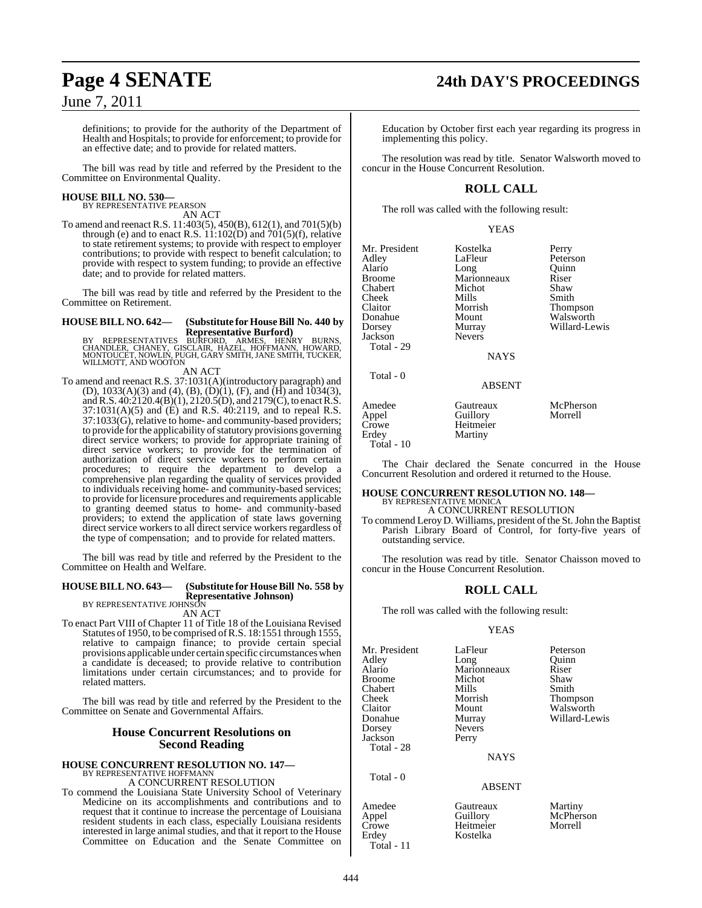definitions; to provide for the authority of the Department of Health and Hospitals; to provide for enforcement; to provide for an effective date; and to provide for related matters.

The bill was read by title and referred by the President to the Committee on Environmental Quality.

**HOUSE BILL NO. 530—**
BY REPRESENTATIVE PEARSON
AN ACT

To amend and reenact R.S. 11:403(5), 450(B), 612(1), and 701(5)(b) through (e) and to enact R.S. 11:102(D) and 701(5)(f), relative to state retirement systems; to provide with respect to employer contributions; to provide with respect to benefit calculation; to provide with respect to system funding; to provide an effective date; and to provide for related matters.

The bill was read by title and referred by the President to the Committee on Retirement.

**HOUSE BILL NO. 642— (Substitute for House Bill No. 440 by Representative Burford)**
BY REPRESENTATIVES BURFORD, ARMES, HENRY BURNS, CHANDLER, CHANEY, GISCLAIR, HAZEL, HOFFMANN, HOWARD, MONTOUCET, NOWLIN, PUGH, GARY SMITH, JANE SMITH, TUCKER, WILLMOTT, AND WOOTON
AN ACT

To amend and reenact R.S. 37:1031(A)(introductory paragraph) and (D), 1033(A)(3) and (4), (B), (D)(1), (F), and (H) and 1034(3), and R.S. 40:2120.4(B)(1), 2120.5(D), and 2179(C), to enact R.S. 37:1031(A)(5) and (E) and R.S. 40:2119, and to repeal R.S. 37:1033(G), relative to home- and community-based providers; to provide for the applicability of statutory provisions governing direct service workers; to provide for appropriate training of direct service workers; to provide for the termination of authorization of direct service workers to perform certain procedures; to require the department to develop a comprehensive plan regarding the quality of services provided to individuals receiving home- and community-based services; to provide for licensure procedures and requirements applicable to granting deemed status to home- and community-based providers; to extend the application of state laws governing direct service workers to all direct service workers regardless of the type of compensation; and to provide for related matters.

The bill was read by title and referred by the President to the Committee on Health and Welfare.

**HOUSE BILL NO. 643— (Substitute for House Bill No. 558 by Representative Johnson)**
BY REPRESENTATIVE JOHNSON
AN ACT

To enact Part VIII of Chapter 11 of Title 18 of the Louisiana Revised Statutes of 1950, to be comprised of R.S. 18:1551 through 1555, relative to campaign finance; to provide certain special provisions applicable under certain specific circumstances when a candidate is deceased; to provide relative to contribution limitations under certain circumstances; and to provide for related matters.

The bill was read by title and referred by the President to the Committee on Senate and Governmental Affairs.

## House Concurrent Resolutions on Second Reading

**HOUSE CONCURRENT RESOLUTION NO. 147—**
BY REPRESENTATIVE HOFFMANN
A CONCURRENT RESOLUTION

To commend the Louisiana State University School of Veterinary Medicine on its accomplishments and contributions and to request that it continue to increase the percentage of Louisiana resident students in each class, especially Louisiana residents interested in large animal studies, and that it report to the House Committee on Education and the Senate Committee on Education by October first each year regarding its progress in implementing this policy.

The resolution was read by title. Senator Walsworth moved to concur in the House Concurrent Resolution.

## ROLL CALL

The roll was called with the following result:

YEAS

| | | |
|---|---|---|
| Mr. President | Kostelka | Perry |
| Adley | LaFleur | Peterson |
| Alario | Long | Quinn |
| Broome | Marionneaux | Riser |
| Chabert | Michot | Shaw |
| Cheek | Mills | Smith |
| Claitor | Morrish | Thompson |
| Donahue | Mount | Walsworth |
| Dorsey | Murray | Willard-Lewis |
| Jackson | Nevers | |
| Total - 29 | | |

NAYS

Total - 0

ABSENT

| | | |
|---|---|---|
| Amedee | Gautreaux | McPherson |
| Appel | Guillory | Morrell |
| Crowe | Heitmeier | |
| Erdey | Martiny | |
| Total - 10 | | |

The Chair declared the Senate concurred in the House Concurrent Resolution and ordered it returned to the House.

**HOUSE CONCURRENT RESOLUTION NO. 148—**
BY REPRESENTATIVE MONICA
A CONCURRENT RESOLUTION

To commend Leroy D. Williams, president of the St. John the Baptist Parish Library Board of Control, for forty-five years of outstanding service.

The resolution was read by title. Senator Chaisson moved to concur in the House Concurrent Resolution.

## ROLL CALL

The roll was called with the following result:

YEAS

| | | |
|---|---|---|
| Mr. President | LaFleur | Peterson |
| Adley | Long | Quinn |
| Alario | Marionneaux | Riser |
| Broome | Michot | Shaw |
| Chabert | Mills | Smith |
| Cheek | Morrish | Thompson |
| Claitor | Mount | Walsworth |
| Donahue | Murray | Willard-Lewis |
| Dorsey | Nevers | |
| Jackson | Perry | |
| Total - 28 | | |

NAYS

Total - 0

ABSENT

| | | |
|---|---|---|
| Amedee | Gautreaux | Martiny |
| Appel | Guillory | McPherson |
| Crowe | Heitmeier | Morrell |
| Erdey | Kostelka | |
| Total - 11 | | |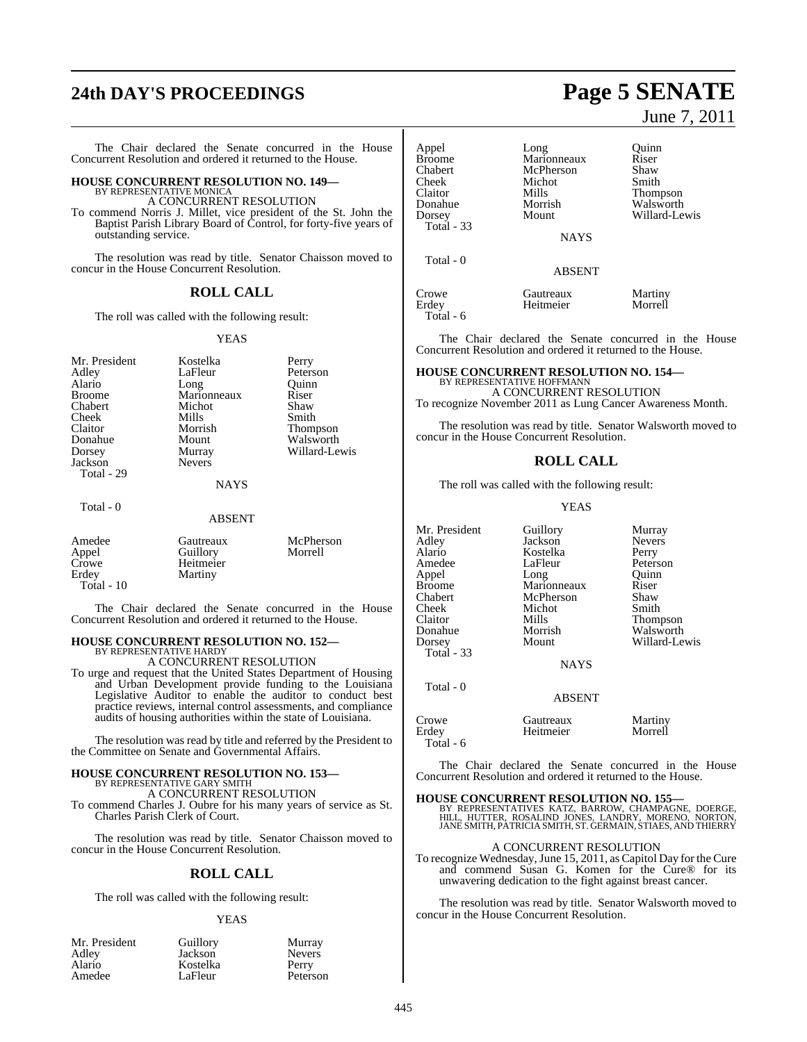The Chair declared the Senate concurred in the House Concurrent Resolution and ordered it returned to the House.

**HOUSE CONCURRENT RESOLUTION NO. 149—**
BY REPRESENTATIVE MONICA

A CONCURRENT RESOLUTION

To commend Norris J. Millet, vice president of the St. John the Baptist Parish Library Board of Control, for forty-five years of outstanding service.

The resolution was read by title. Senator Chaisson moved to concur in the House Concurrent Resolution.

## ROLL CALL

The roll was called with the following result:

YEAS

| | | |
|---|---|---|
| Mr. President | Kostelka | Perry |
| Adley | LaFleur | Peterson |
| Alario | Long | Quinn |
| Broome | Marionneaux | Riser |
| Chabert | Michot | Shaw |
| Cheek | Mills | Smith |
| Claitor | Morrish | Thompson |
| Donahue | Mount | Walsworth |
| Dorsey | Murray | Willard-Lewis |
| Jackson | Nevers | |

Total - 29

NAYS

Total - 0

ABSENT

| | | |
|---|---|---|
| Amedee | Gautreaux | McPherson |
| Appel | Guillory | Morrell |
| Crowe | Heitmeier | |
| Erdey | Martiny | |

Total - 10

The Chair declared the Senate concurred in the House Concurrent Resolution and ordered it returned to the House.

**HOUSE CONCURRENT RESOLUTION NO. 152—**
BY REPRESENTATIVE HARDY

A CONCURRENT RESOLUTION

To urge and request that the United States Department of Housing and Urban Development provide funding to the Louisiana Legislative Auditor to enable the auditor to conduct best practice reviews, internal control assessments, and compliance audits of housing authorities within the state of Louisiana.

The resolution was read by title and referred by the President to the Committee on Senate and Governmental Affairs.

**HOUSE CONCURRENT RESOLUTION NO. 153—**
BY REPRESENTATIVE GARY SMITH

A CONCURRENT RESOLUTION

To commend Charles J. Oubre for his many years of service as St. Charles Parish Clerk of Court.

The resolution was read by title. Senator Chaisson moved to concur in the House Concurrent Resolution.

## ROLL CALL

The roll was called with the following result:

YEAS

| | | |
|---|---|---|
| Mr. President | Guillory | Murray |
| Adley | Jackson | Nevers |
| Alario | Kostelka | Perry |
| Amedee | LaFleur | Peterson |
| Appel | Long | Quinn |
| Broome | Marionneaux | Riser |
| Chabert | McPherson | Shaw |
| Cheek | Michot | Smith |
| Claitor | Mills | Thompson |
| Donahue | Morrish | Walsworth |
| Dorsey | Mount | Willard-Lewis |

Total - 33

NAYS

Total - 0

ABSENT

| | | |
|---|---|---|
| Crowe | Gautreaux | Martiny |
| Erdey | Heitmeier | Morrell |

Total - 6

The Chair declared the Senate concurred in the House Concurrent Resolution and ordered it returned to the House.

**HOUSE CONCURRENT RESOLUTION NO. 154—**
BY REPRESENTATIVE HOFFMANN

A CONCURRENT RESOLUTION

To recognize November 2011 as Lung Cancer Awareness Month.

The resolution was read by title. Senator Walsworth moved to concur in the House Concurrent Resolution.

## ROLL CALL

The roll was called with the following result:

YEAS

| | | |
|---|---|---|
| Mr. President | Guillory | Murray |
| Adley | Jackson | Nevers |
| Alario | Kostelka | Perry |
| Amedee | LaFleur | Peterson |
| Appel | Long | Quinn |
| Broome | Marionneaux | Riser |
| Chabert | McPherson | Shaw |
| Cheek | Michot | Smith |
| Claitor | Mills | Thompson |
| Donahue | Morrish | Walsworth |
| Dorsey | Mount | Willard-Lewis |

Total - 33

NAYS

Total - 0

ABSENT

| | | |
|---|---|---|
| Crowe | Gautreaux | Martiny |
| Erdey | Heitmeier | Morrell |

Total - 6

The Chair declared the Senate concurred in the House Concurrent Resolution and ordered it returned to the House.

**HOUSE CONCURRENT RESOLUTION NO. 155—**
BY REPRESENTATIVES KATZ, BARROW, CHAMPAGNE, DOERGE, HILL, HUTTER, ROSALIND JONES, LANDRY, MORENO, NORTON, JANE SMITH, PATRICIA SMITH, ST. GERMAIN, STIAES, AND THIERRY

A CONCURRENT RESOLUTION

To recognize Wednesday, June 15, 2011, as Capitol Day for the Cure and commend Susan G. Komen for the Cure® for its unwavering dedication to the fight against breast cancer.

The resolution was read by title. Senator Walsworth moved to concur in the House Concurrent Resolution.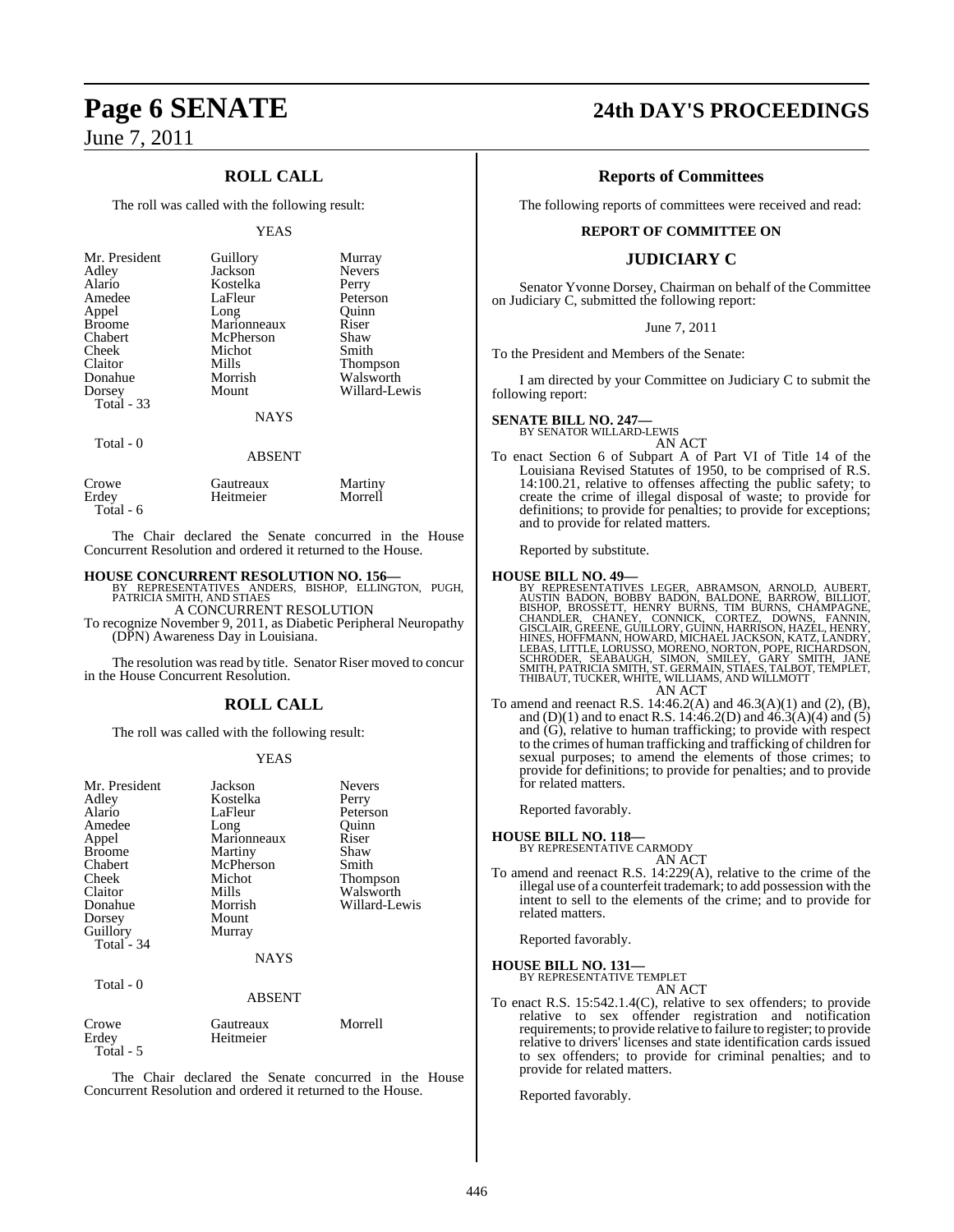## ROLL CALL

The roll was called with the following result:

YEAS

| | | |
|---|---|---|
| Mr. President | Guillory | Murray |
| Adley | Jackson | Nevers |
| Alario | Kostelka | Perry |
| Amedee | LaFleur | Peterson |
| Appel | Long | Quinn |
| Broome | Marionneaux | Riser |
| Chabert | McPherson | Shaw |
| Cheek | Michot | Smith |
| Claitor | Mills | Thompson |
| Donahue | Morrish | Walsworth |
| Dorsey | Mount | Willard-Lewis |
| Total - 33 | | |

NAYS

Total - 0

ABSENT

| | | |
|---|---|---|
| Crowe | Gautreaux | Martiny |
| Erdey | Heitmeier | Morrell |
| Total - 6 | | |

The Chair declared the Senate concurred in the House Concurrent Resolution and ordered it returned to the House.

**HOUSE CONCURRENT RESOLUTION NO. 156—**
BY REPRESENTATIVES ANDERS, BISHOP, ELLINGTON, PUGH, PATRICIA SMITH, AND STIAES
A CONCURRENT RESOLUTION
To recognize November 9, 2011, as Diabetic Peripheral Neuropathy (DPN) Awareness Day in Louisiana.

The resolution was read by title. Senator Riser moved to concur in the House Concurrent Resolution.

## ROLL CALL

The roll was called with the following result:

YEAS

| | | |
|---|---|---|
| Mr. President | Jackson | Nevers |
| Adley | Kostelka | Perry |
| Alario | LaFleur | Peterson |
| Amedee | Long | Quinn |
| Appel | Marionneaux | Riser |
| Broome | Martiny | Shaw |
| Chabert | McPherson | Smith |
| Cheek | Michot | Thompson |
| Claitor | Mills | Walsworth |
| Donahue | Morrish | Willard-Lewis |
| Dorsey | Mount | |
| Guillory | Murray | |
| Total - 34 | | |

NAYS

Total - 0

ABSENT

| | | |
|---|---|---|
| Crowe | Gautreaux | Morrell |
| Erdey | Heitmeier | |
| Total - 5 | | |

The Chair declared the Senate concurred in the House Concurrent Resolution and ordered it returned to the House.

## Reports of Committees

The following reports of committees were received and read:

### REPORT OF COMMITTEE ON

### JUDICIARY C

Senator Yvonne Dorsey, Chairman on behalf of the Committee on Judiciary C, submitted the following report:

June 7, 2011

To the President and Members of the Senate:

I am directed by your Committee on Judiciary C to submit the following report:

**SENATE BILL NO. 247—**
BY SENATOR WILLARD-LEWIS
AN ACT
To enact Section 6 of Subpart A of Part VI of Title 14 of the Louisiana Revised Statutes of 1950, to be comprised of R.S. 14:100.21, relative to offenses affecting the public safety; to create the crime of illegal disposal of waste; to provide for definitions; to provide for penalties; to provide for exceptions; and to provide for related matters.

Reported by substitute.

**HOUSE BILL NO. 49—**
BY REPRESENTATIVES LEGER, ABRAMSON, ARNOLD, AUBERT, AUSTIN BADON, BOBBY BADON, BALDONE, BARROW, BILLIOT, BISHOP, BROSSETT, HENRY BURNS, TIM BURNS, CHAMPAGNE, CHANDLER, CHANEY, CONNICK, CORTEZ, DOWNS, FANNIN, GISCLAIR, GREENE, GUILLORY, GUINN, HARRISON, HAZEL, HENRY, HINES, HOFFMANN, HOWARD, MICHAEL JACKSON, KATZ, LANDRY, LEBAS, LITTLE, LORUSSO, MORENO, NORTON, POPE, RICHARDSON, SCHRODER, SEABAUGH, SIMON, SMILEY, GARY SMITH, JANE SMITH, PATRICIA SMITH, ST. GERMAIN, STIAES, TALBOT, TEMPLET, THIBAUT, TUCKER, WHITE, WILLIAMS, AND WILLMOTT
AN ACT
To amend and reenact R.S. 14:46.2(A) and 46.3(A)(1) and (2), (B), and (D)(1) and to enact R.S. 14:46.2(D) and 46.3(A)(4) and (5) and (G), relative to human trafficking; to provide with respect to the crimes of human trafficking and trafficking of children for sexual purposes; to amend the elements of those crimes; to provide for definitions; to provide for penalties; and to provide for related matters.

Reported favorably.

**HOUSE BILL NO. 118—**
BY REPRESENTATIVE CARMODY
AN ACT
To amend and reenact R.S. 14:229(A), relative to the crime of the illegal use of a counterfeit trademark; to add possession with the intent to sell to the elements of the crime; and to provide for related matters.

Reported favorably.

**HOUSE BILL NO. 131—**
BY REPRESENTATIVE TEMPLET
AN ACT
To enact R.S. 15:542.1.4(C), relative to sex offenders; to provide relative to sex offender registration and notification requirements; to provide relative to failure to register; to provide relative to drivers' licenses and state identification cards issued to sex offenders; to provide for criminal penalties; and to provide for related matters.

Reported favorably.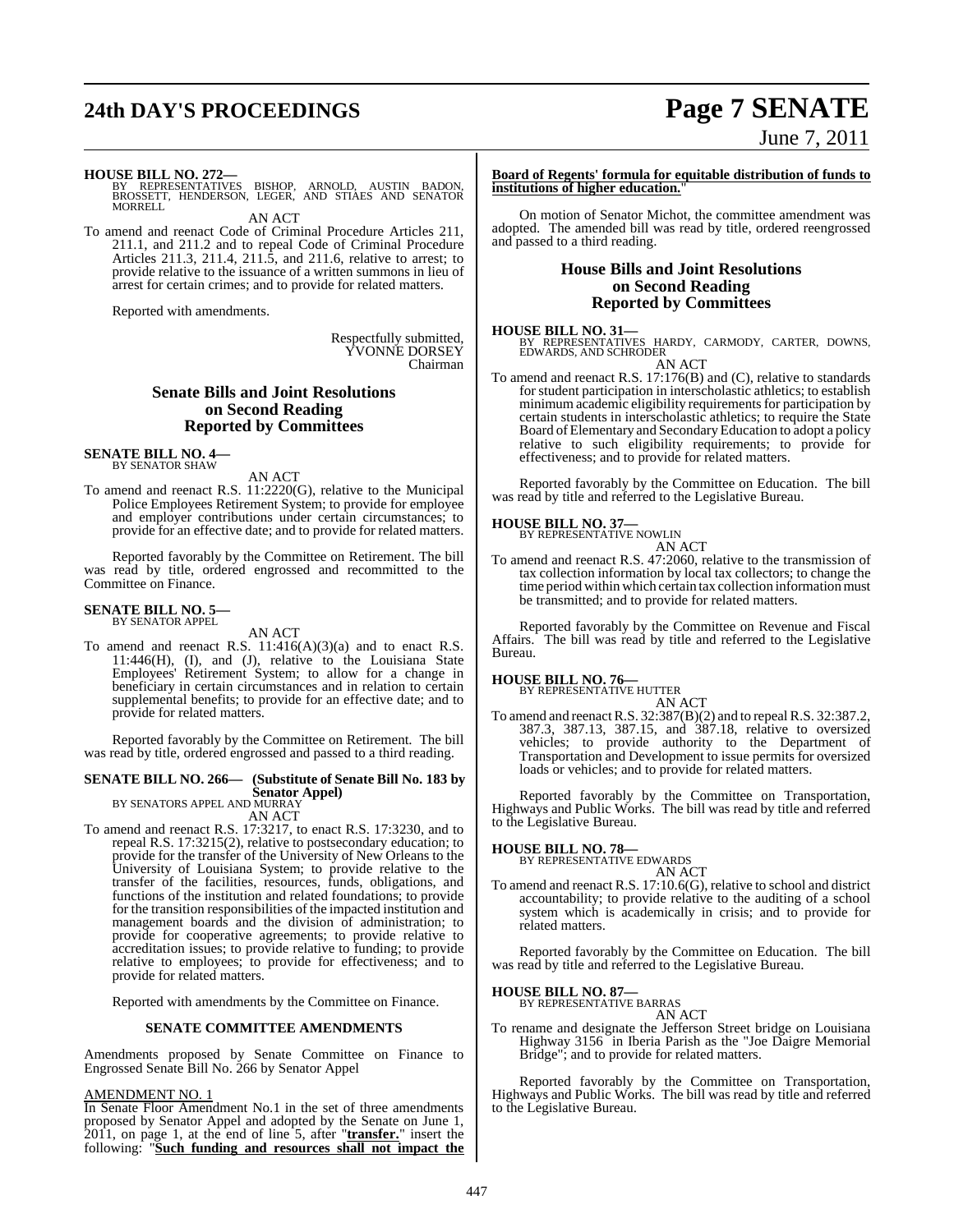**HOUSE BILL NO. 272—**
BY REPRESENTATIVES BISHOP, ARNOLD, AUSTIN BADON, BROSSETT, HENDERSON, LEGER, AND STIAES AND SENATOR MORRELL

AN ACT

To amend and reenact Code of Criminal Procedure Articles 211, 211.1, and 211.2 and to repeal Code of Criminal Procedure Articles 211.3, 211.4, 211.5, and 211.6, relative to arrest; to provide relative to the issuance of a written summons in lieu of arrest for certain crimes; and to provide for related matters.

Reported with amendments.

Respectfully submitted,
YVONNE DORSEY
Chairman

## Senate Bills and Joint Resolutions on Second Reading Reported by Committees

**SENATE BILL NO. 4—**
BY SENATOR SHAW

AN ACT

To amend and reenact R.S. 11:2220(G), relative to the Municipal Police Employees Retirement System; to provide for employee and employer contributions under certain circumstances; to provide for an effective date; and to provide for related matters.

Reported favorably by the Committee on Retirement. The bill was read by title, ordered engrossed and recommitted to the Committee on Finance.

**SENATE BILL NO. 5—**
BY SENATOR APPEL

AN ACT

To amend and reenact R.S. 11:416(A)(3)(a) and to enact R.S. 11:446(H), (I), and (J), relative to the Louisiana State Employees' Retirement System; to allow for a change in beneficiary in certain circumstances and in relation to certain supplemental benefits; to provide for an effective date; and to provide for related matters.

Reported favorably by the Committee on Retirement. The bill was read by title, ordered engrossed and passed to a third reading.

**SENATE BILL NO. 266— (Substitute of Senate Bill No. 183 by Senator Appel)**
BY SENATORS APPEL AND MURRAY

AN ACT

To amend and reenact R.S. 17:3217, to enact R.S. 17:3230, and to repeal R.S. 17:3215(2), relative to postsecondary education; to provide for the transfer of the University of New Orleans to the University of Louisiana System; to provide relative to the transfer of the facilities, resources, funds, obligations, and functions of the institution and related foundations; to provide for the transition responsibilities of the impacted institution and management boards and the division of administration; to provide for cooperative agreements; to provide relative to accreditation issues; to provide relative to funding; to provide relative to employees; to provide for effectiveness; and to provide for related matters.

Reported with amendments by the Committee on Finance.

### SENATE COMMITTEE AMENDMENTS

Amendments proposed by Senate Committee on Finance to Engrossed Senate Bill No. 266 by Senator Appel

AMENDMENT NO. 1

In Senate Floor Amendment No.1 in the set of three amendments proposed by Senator Appel and adopted by the Senate on June 1, 2011, on page 1, at the end of line 5, after "**transfer.**" insert the following: "**Such funding and resources shall not impact the Board of Regents' formula for equitable distribution of funds to institutions of higher education.**"

On motion of Senator Michot, the committee amendment was adopted. The amended bill was read by title, ordered reengrossed and passed to a third reading.

## House Bills and Joint Resolutions on Second Reading Reported by Committees

**HOUSE BILL NO. 31—**
BY REPRESENTATIVES HARDY, CARMODY, CARTER, DOWNS, EDWARDS, AND SCHRODER

AN ACT

To amend and reenact R.S. 17:176(B) and (C), relative to standards for student participation in interscholastic athletics; to establish minimum academic eligibility requirements for participation by certain students in interscholastic athletics; to require the State Board of Elementary and Secondary Education to adopt a policy relative to such eligibility requirements; to provide for effectiveness; and to provide for related matters.

Reported favorably by the Committee on Education. The bill was read by title and referred to the Legislative Bureau.

**HOUSE BILL NO. 37—**
BY REPRESENTATIVE NOWLIN

AN ACT

To amend and reenact R.S. 47:2060, relative to the transmission of tax collection information by local tax collectors; to change the time period within which certain tax collection information must be transmitted; and to provide for related matters.

Reported favorably by the Committee on Revenue and Fiscal Affairs. The bill was read by title and referred to the Legislative Bureau.

**HOUSE BILL NO. 76—**
BY REPRESENTATIVE HUTTER

AN ACT

To amend and reenact R.S. 32:387(B)(2) and to repeal R.S. 32:387.2, 387.3, 387.13, 387.15, and 387.18, relative to oversized vehicles; to provide authority to the Department of Transportation and Development to issue permits for oversized loads or vehicles; and to provide for related matters.

Reported favorably by the Committee on Transportation, Highways and Public Works. The bill was read by title and referred to the Legislative Bureau.

**HOUSE BILL NO. 78—**
BY REPRESENTATIVE EDWARDS

AN ACT

To amend and reenact R.S. 17:10.6(G), relative to school and district accountability; to provide relative to the auditing of a school system which is academically in crisis; and to provide for related matters.

Reported favorably by the Committee on Education. The bill was read by title and referred to the Legislative Bureau.

**HOUSE BILL NO. 87—**
BY REPRESENTATIVE BARRAS

AN ACT

To rename and designate the Jefferson Street bridge on Louisiana Highway 3156 in Iberia Parish as the "Joe Daigre Memorial Bridge"; and to provide for related matters.

Reported favorably by the Committee on Transportation, Highways and Public Works. The bill was read by title and referred to the Legislative Bureau.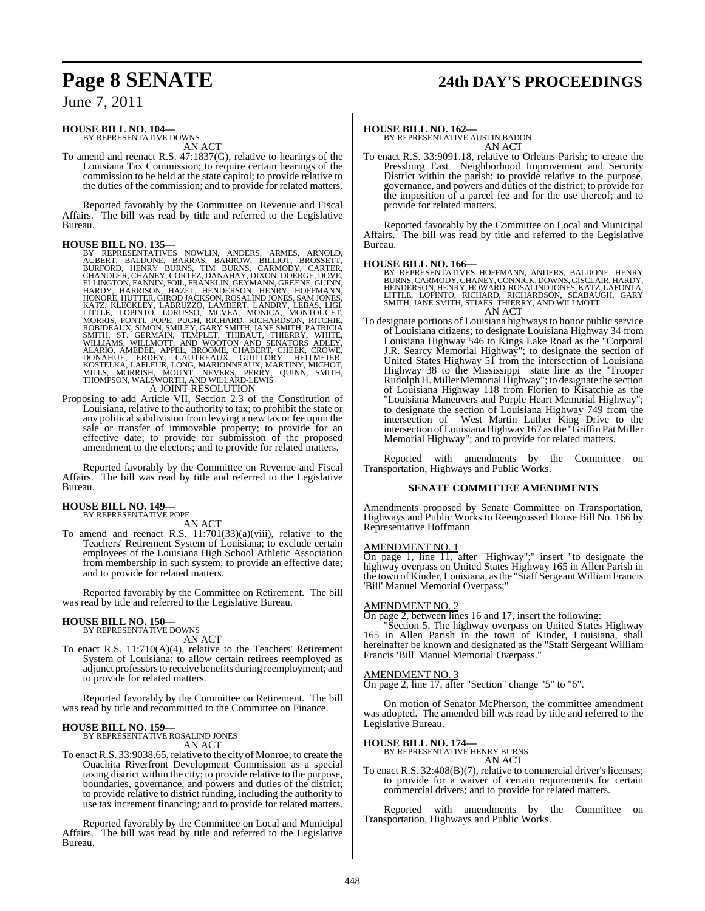**HOUSE BILL NO. 104—**
BY REPRESENTATIVE DOWNS

AN ACT

To amend and reenact R.S. 47:1837(G), relative to hearings of the Louisiana Tax Commission; to require certain hearings of the commission to be held at the state capitol; to provide relative to the duties of the commission; and to provide for related matters.

Reported favorably by the Committee on Revenue and Fiscal Affairs. The bill was read by title and referred to the Legislative Bureau.

**HOUSE BILL NO. 135—**
BY REPRESENTATIVES NOWLIN, ANDERS, ARMES, ARNOLD, AUBERT, BALDONE, BARRAS, BARROW, BILLIOT, BROSSETT, BURFORD, HENRY BURNS, TIM BURNS, CARMODY, CARTER, CHANDLER, CHANEY, CORTEZ, DANAHAY, DIXON, DOERGE, DOVE, ELLINGTON, FANNIN, FOIL, FRANKLIN, GEYMANN, GREENE, GUINN, HARDY, HARRISON, HAZEL, HENDERSON, HENRY, HOFFMANN, HONORE, HUTTER, GIROD JACKSON, ROSALIND JONES, SAM JONES, KATZ, KLECKLEY, LABRUZZO, LAMBERT, LANDRY, LEBAS, LIGI, LITTLE, LOPINTO, LORUSSO, MCVEA, MONICA, MONTOUCET, MORRIS, PONTI, POPE, PUGH, RICHARD, RICHARDSON, RITCHIE, ROBIDEAUX, SIMON, SMILEY, GARY SMITH, JANE SMITH, PATRICIA SMITH, ST. GERMAIN, TEMPLET, THIBAUT, THIERRY, WHITE, WILLIAMS, WILLMOTT, AND WOOTON AND SENATORS ADLEY, ALARIO, AMEDEE, APPEL, BROOME, CHABERT, CHEEK, CROWE, DONAHUE, ERDEY, GAUTREAUX, GUILLORY, HEITMEIER, KOSTELKA, LAFLEUR, LONG, MARIONNEAUX, MARTINY, MICHOT, MILLS, MORRISH, MOUNT, NEVERS, PERRY, QUINN, SMITH, THOMPSON, WALSWORTH, AND WILLARD-LEWIS

A JOINT RESOLUTION

Proposing to add Article VII, Section 2.3 of the Constitution of Louisiana, relative to the authority to tax; to prohibit the state or any political subdivision from levying a new tax or fee upon the sale or transfer of immovable property; to provide for an effective date; to provide for submission of the proposed amendment to the electors; and to provide for related matters.

Reported favorably by the Committee on Revenue and Fiscal Affairs. The bill was read by title and referred to the Legislative Bureau.

**HOUSE BILL NO. 149—**
BY REPRESENTATIVE POPE

AN ACT

To amend and reenact R.S. 11:701(33)(a)(viii), relative to the Teachers' Retirement System of Louisiana; to exclude certain employees of the Louisiana High School Athletic Association from membership in such system; to provide an effective date; and to provide for related matters.

Reported favorably by the Committee on Retirement. The bill was read by title and referred to the Legislative Bureau.

**HOUSE BILL NO. 150—**
BY REPRESENTATIVE DOWNS

AN ACT

To enact R.S. 11:710(A)(4), relative to the Teachers' Retirement System of Louisiana; to allow certain retirees reemployed as adjunct professors to receive benefits during reemployment; and to provide for related matters.

Reported favorably by the Committee on Retirement. The bill was read by title and recommitted to the Committee on Finance.

**HOUSE BILL NO. 159—**
BY REPRESENTATIVE ROSALIND JONES

AN ACT

To enact R.S. 33:9038.65, relative to the city of Monroe; to create the Ouachita Riverfront Development Commission as a special taxing district within the city; to provide relative to the purpose, boundaries, governance, and powers and duties of the district; to provide relative to district funding, including the authority to use tax increment financing; and to provide for related matters.

Reported favorably by the Committee on Local and Municipal Affairs. The bill was read by title and referred to the Legislative Bureau.

**HOUSE BILL NO. 162—**
BY REPRESENTATIVE AUSTIN BADON

AN ACT

To enact R.S. 33:9091.18, relative to Orleans Parish; to create the Pressburg East Neighborhood Improvement and Security District within the parish; to provide relative to the purpose, governance, and powers and duties of the district; to provide for the imposition of a parcel fee and for the use thereof; and to provide for related matters.

Reported favorably by the Committee on Local and Municipal Affairs. The bill was read by title and referred to the Legislative Bureau.

**HOUSE BILL NO. 166—**
BY REPRESENTATIVES HOFFMANN, ANDERS, BALDONE, HENRY BURNS, CARMODY, CHANEY, CONNICK, DOWNS, GISCLAIR, HARDY, HENDERSON, HENRY, HOWARD, ROSALIND JONES, KATZ, LAFONTA, LITTLE, LOPINTO, RICHARD, RICHARDSON, SEABAUGH, GARY SMITH, JANE SMITH, STIAES, THIERRY, AND WILLMOTT

AN ACT

To designate portions of Louisiana highways to honor public service of Louisiana citizens; to designate Louisiana Highway 34 from Louisiana Highway 546 to Kings Lake Road as the "Corporal J.R. Searcy Memorial Highway"; to designate the section of United States Highway 51 from the intersection of Louisiana Highway 38 to the Mississippi state line as the "Trooper Rudolph H. Miller Memorial Highway"; to designate the section of Louisiana Highway 118 from Florien to Kisatchie as the "Louisiana Maneuvers and Purple Heart Memorial Highway"; to designate the section of Louisiana Highway 749 from the intersection of West Martin Luther King Drive to the intersection of Louisiana Highway 167 as the "Griffin Pat Miller Memorial Highway"; and to provide for related matters.

Reported with amendments by the Committee on Transportation, Highways and Public Works.

**SENATE COMMITTEE AMENDMENTS**

Amendments proposed by Senate Committee on Transportation, Highways and Public Works to Reengrossed House Bill No. 166 by Representative Hoffmann

AMENDMENT NO. 1

On page 1, line 11, after "Highway";" insert "to designate the highway overpass on United States Highway 165 in Allen Parish in the town of Kinder, Louisiana, as the "Staff Sergeant William Francis 'Bill' Manuel Memorial Overpass;"

AMENDMENT NO. 2

On page 2, between lines 16 and 17, insert the following:

"Section 5. The highway overpass on United States Highway 165 in Allen Parish in the town of Kinder, Louisiana, shall hereinafter be known and designated as the "Staff Sergeant William Francis 'Bill' Manuel Memorial Overpass."

AMENDMENT NO. 3

On page 2, line 17, after "Section" change "5" to "6".

On motion of Senator McPherson, the committee amendment was adopted. The amended bill was read by title and referred to the Legislative Bureau.

**HOUSE BILL NO. 174—**
BY REPRESENTATIVE HENRY BURNS

AN ACT

To enact R.S. 32:408(B)(7), relative to commercial driver's licenses; to provide for a waiver of certain requirements for certain commercial drivers; and to provide for related matters.

Reported with amendments by the Committee on Transportation, Highways and Public Works.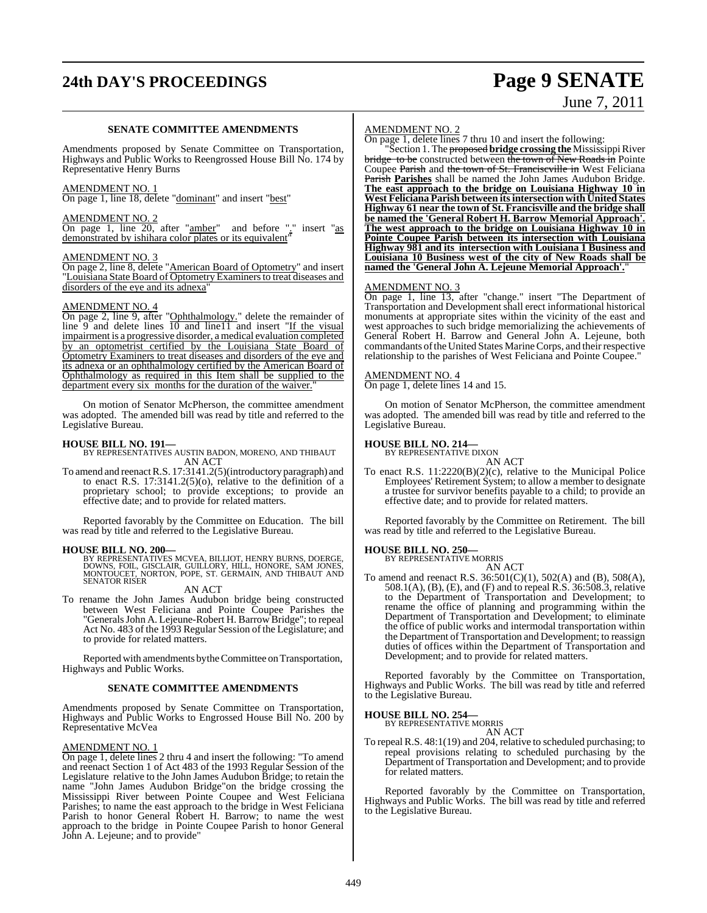### SENATE COMMITTEE AMENDMENTS

Amendments proposed by Senate Committee on Transportation, Highways and Public Works to Reengrossed House Bill No. 174 by Representative Henry Burns

AMENDMENT NO. 1

On page 1, line 18, delete "dominant" and insert "best"

AMENDMENT NO. 2

On page 1, line 20, after "amber" and before "." insert "as demonstrated by ishihara color plates or its equivalent"

AMENDMENT NO. 3

On page 2, line 8, delete "American Board of Optometry" and insert "Louisiana State Board of Optometry Examiners to treat diseases and disorders of the eye and its adnexa"

AMENDMENT NO. 4

On page 2, line 9, after "Ophthalmology." delete the remainder of line 9 and delete lines 10 and line11 and insert "If the visual impairment is a progressive disorder, a medical evaluation completed by an optometrist certified by the Louisiana State Board of Optometry Examiners to treat diseases and disorders of the eye and its adnexa or an ophthalmology certified by the American Board of Ophthalmology as required in this Item shall be supplied to the department every six months for the duration of the waiver."

On motion of Senator McPherson, the committee amendment was adopted. The amended bill was read by title and referred to the Legislative Bureau.

**HOUSE BILL NO. 191—**
BY REPRESENTATIVES AUSTIN BADON, MORENO, AND THIBAUT
AN ACT

To amend and reenact R.S. 17:3141.2(5)(introductory paragraph) and to enact R.S. 17:3141.2(5)(o), relative to the definition of a proprietary school; to provide exceptions; to provide an effective date; and to provide for related matters.

Reported favorably by the Committee on Education. The bill was read by title and referred to the Legislative Bureau.

**HOUSE BILL NO. 200—**
BY REPRESENTATIVES MCVEA, BILLIOT, HENRY BURNS, DOERGE, DOWNS, FOIL, GISCLAIR, GUILLORY, HILL, HONORE, SAM JONES, MONTOUCET, NORTON, POPE, ST. GERMAIN, AND THIBAUT AND SENATOR RISER
AN ACT

To rename the John James Audubon bridge being constructed between West Feliciana and Pointe Coupee Parishes the "Generals John A. Lejeune-Robert H. Barrow Bridge"; to repeal Act No. 483 of the 1993 Regular Session of the Legislature; and to provide for related matters.

Reported with amendments by the Committee on Transportation, Highways and Public Works.

### SENATE COMMITTEE AMENDMENTS

Amendments proposed by Senate Committee on Transportation, Highways and Public Works to Engrossed House Bill No. 200 by Representative McVea

AMENDMENT NO. 1

On page 1, delete lines 2 thru 4 and insert the following: "To amend and reenact Section 1 of Act 483 of the 1993 Regular Session of the Legislature relative to the John James Audubon Bridge; to retain the name "John James Audubon Bridge"on the bridge crossing the Mississippi River between Pointe Coupee and West Feliciana Parishes; to name the east approach to the bridge in West Feliciana Parish to honor General Robert H. Barrow; to name the west approach to the bridge in Pointe Coupee Parish to honor General John A. Lejeune; and to provide"

AMENDMENT NO. 2

On page 1, delete lines 7 thru 10 and insert the following:

"Section 1. The ~~proposed~~ **bridge crossing the** Mississippi River ~~bridge to be~~ constructed between ~~the town of New Roads in~~ Pointe Coupee ~~Parish~~ and ~~the town of St. Franciscville in~~ West Feliciana ~~Parish~~ **Parishes** shall be named the John James Audubon Bridge. **The east approach to the bridge on Louisiana Highway 10 in West Feliciana Parish between its intersection with United States Highway 61 near the town of St. Francisville and the bridge shall be named the 'General Robert H. Barrow Memorial Approach'. The west approach to the bridge on Louisiana Highway 10 in Pointe Coupee Parish between its intersection with Louisiana Highway 981 and its intersection with Louisiana 1 Business and Louisiana 10 Business west of the city of New Roads shall be named the 'General John A. Lejeune Memorial Approach'.**"

AMENDMENT NO. 3

On page 1, line 13, after "change." insert "The Department of Transportation and Development shall erect informational historical monuments at appropriate sites within the vicinity of the east and west approaches to such bridge memorializing the achievements of General Robert H. Barrow and General John A. Lejeune, both commandants of the United States Marine Corps, and their respective relationship to the parishes of West Feliciana and Pointe Coupee."

AMENDMENT NO. 4

On page 1, delete lines 14 and 15.

On motion of Senator McPherson, the committee amendment was adopted. The amended bill was read by title and referred to the Legislative Bureau.

**HOUSE BILL NO. 214—**
BY REPRESENTATIVE DIXON
AN ACT

To enact R.S. 11:2220(B)(2)(c), relative to the Municipal Police Employees' Retirement System; to allow a member to designate a trustee for survivor benefits payable to a child; to provide an effective date; and to provide for related matters.

Reported favorably by the Committee on Retirement. The bill was read by title and referred to the Legislative Bureau.

**HOUSE BILL NO. 250—**
BY REPRESENTATIVE MORRIS
AN ACT

To amend and reenact R.S. 36:501(C)(1), 502(A) and (B), 508(A), 508.1(A), (B), (E), and (F) and to repeal R.S. 36:508.3, relative to the Department of Transportation and Development; to rename the office of planning and programming within the Department of Transportation and Development; to eliminate the office of public works and intermodal transportation within the Department of Transportation and Development; to reassign duties of offices within the Department of Transportation and Development; and to provide for related matters.

Reported favorably by the Committee on Transportation, Highways and Public Works. The bill was read by title and referred to the Legislative Bureau.

**HOUSE BILL NO. 254—**
BY REPRESENTATIVE MORRIS
AN ACT

To repeal R.S. 48:1(19) and 204, relative to scheduled purchasing; to repeal provisions relating to scheduled purchasing by the Department of Transportation and Development; and to provide for related matters.

Reported favorably by the Committee on Transportation, Highways and Public Works. The bill was read by title and referred to the Legislative Bureau.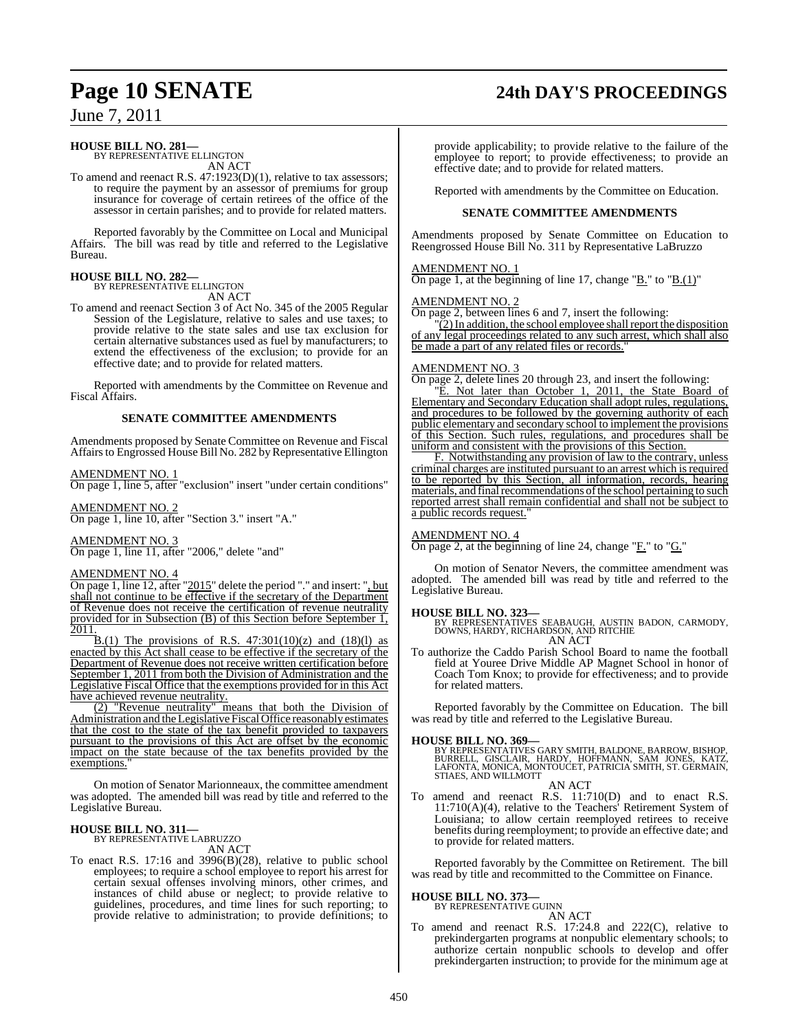**HOUSE BILL NO. 281—**
BY REPRESENTATIVE ELLINGTON
AN ACT

To amend and reenact R.S. 47:1923(D)(1), relative to tax assessors; to require the payment by an assessor of premiums for group insurance for coverage of certain retirees of the office of the assessor in certain parishes; and to provide for related matters.

Reported favorably by the Committee on Local and Municipal Affairs. The bill was read by title and referred to the Legislative Bureau.

**HOUSE BILL NO. 282—**
BY REPRESENTATIVE ELLINGTON
AN ACT

To amend and reenact Section 3 of Act No. 345 of the 2005 Regular Session of the Legislature, relative to sales and use taxes; to provide relative to the state sales and use tax exclusion for certain alternative substances used as fuel by manufacturers; to extend the effectiveness of the exclusion; to provide for an effective date; and to provide for related matters.

Reported with amendments by the Committee on Revenue and Fiscal Affairs.

**SENATE COMMITTEE AMENDMENTS**

Amendments proposed by Senate Committee on Revenue and Fiscal Affairs to Engrossed House Bill No. 282 by Representative Ellington

AMENDMENT NO. 1
On page 1, line 5, after "exclusion" insert "under certain conditions"

AMENDMENT NO. 2
On page 1, line 10, after "Section 3." insert "A."

AMENDMENT NO. 3
On page 1, line 11, after "2006," delete "and"

AMENDMENT NO. 4
On page 1, line 12, after "2015" delete the period "." and insert: ", but shall not continue to be effective if the secretary of the Department of Revenue does not receive the certification of revenue neutrality provided for in Subsection (B) of this Section before September 1, 2011.

B.(1) The provisions of R.S. 47:301(10)(z) and (18)(l) as enacted by this Act shall cease to be effective if the secretary of the Department of Revenue does not receive written certification before September 1, 2011 from both the Division of Administration and the Legislative Fiscal Office that the exemptions provided for in this Act have achieved revenue neutrality.

(2) "Revenue neutrality" means that both the Division of Administration and the Legislative Fiscal Office reasonably estimates that the cost to the state of the tax benefit provided to taxpayers pursuant to the provisions of this Act are offset by the economic impact on the state because of the tax benefits provided by the exemptions."

On motion of Senator Marionneaux, the committee amendment was adopted. The amended bill was read by title and referred to the Legislative Bureau.

**HOUSE BILL NO. 311—**
BY REPRESENTATIVE LABRUZZO
AN ACT

To enact R.S. 17:16 and 3996(B)(28), relative to public school employees; to require a school employee to report his arrest for certain sexual offenses involving minors, other crimes, and instances of child abuse or neglect; to provide relative to guidelines, procedures, and time lines for such reporting; to provide relative to administration; to provide definitions; to provide applicability; to provide relative to the failure of the employee to report; to provide effectiveness; to provide an effective date; and to provide for related matters.

Reported with amendments by the Committee on Education.

**SENATE COMMITTEE AMENDMENTS**

Amendments proposed by Senate Committee on Education to Reengrossed House Bill No. 311 by Representative LaBruzzo

AMENDMENT NO. 1
On page 1, at the beginning of line 17, change "B." to "B.(1)"

AMENDMENT NO. 2
On page 2, between lines 6 and 7, insert the following:

"(2) In addition, the school employee shall report the disposition of any legal proceedings related to any such arrest, which shall also be made a part of any related files or records."

AMENDMENT NO. 3
On page 2, delete lines 20 through 23, and insert the following:

"E. Not later than October 1, 2011, the State Board of Elementary and Secondary Education shall adopt rules, regulations, and procedures to be followed by the governing authority of each public elementary and secondary school to implement the provisions of this Section. Such rules, regulations, and procedures shall be uniform and consistent with the provisions of this Section.

F. Notwithstanding any provision of law to the contrary, unless criminal charges are instituted pursuant to an arrest which is required to be reported by this Section, all information, records, hearing materials, and final recommendations of the school pertaining to such reported arrest shall remain confidential and shall not be subject to a public records request."

AMENDMENT NO. 4
On page 2, at the beginning of line 24, change "F." to "G."

On motion of Senator Nevers, the committee amendment was adopted. The amended bill was read by title and referred to the Legislative Bureau.

**HOUSE BILL NO. 323—**
BY REPRESENTATIVES SEABAUGH, AUSTIN BADON, CARMODY, DOWNS, HARDY, RICHARDSON, AND RITCHIE
AN ACT

To authorize the Caddo Parish School Board to name the football field at Youree Drive Middle AP Magnet School in honor of Coach Tom Knox; to provide for effectiveness; and to provide for related matters.

Reported favorably by the Committee on Education. The bill was read by title and referred to the Legislative Bureau.

**HOUSE BILL NO. 369—**
BY REPRESENTATIVES GARY SMITH, BALDONE, BARROW, BISHOP, BURRELL, GISCLAIR, HARDY, HOFFMANN, SAM JONES, KATZ, LAFONTA, MONICA, MONTOUCET, PATRICIA SMITH, ST. GERMAIN, STIAES, AND WILLMOTT
AN ACT

To amend and reenact R.S. 11:710(D) and to enact R.S. 11:710(A)(4), relative to the Teachers' Retirement System of Louisiana; to allow certain reemployed retirees to receive benefits during reemployment; to provide an effective date; and to provide for related matters.

Reported favorably by the Committee on Retirement. The bill was read by title and recommitted to the Committee on Finance.

**HOUSE BILL NO. 373—**
BY REPRESENTATIVE GUINN
AN ACT

To amend and reenact R.S. 17:24.8 and 222(C), relative to prekindergarten programs at nonpublic elementary schools; to authorize certain nonpublic schools to develop and offer prekindergarten instruction; to provide for the minimum age at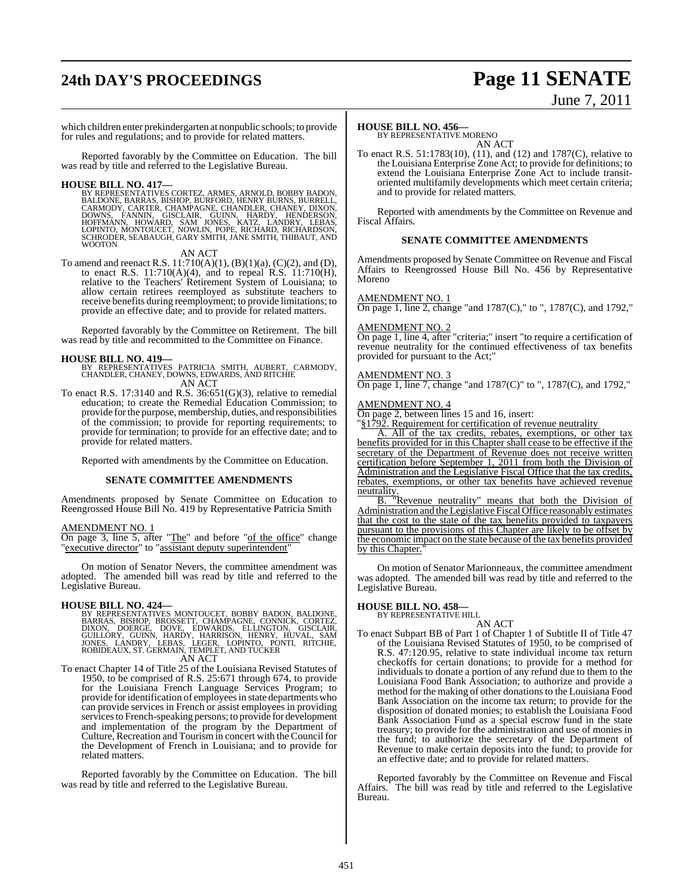which children enter prekindergarten at nonpublic schools; to provide for rules and regulations; and to provide for related matters.

Reported favorably by the Committee on Education. The bill was read by title and referred to the Legislative Bureau.

**HOUSE BILL NO. 417—**
BY REPRESENTATIVES CORTEZ, ARMES, ARNOLD, BOBBY BADON, BALDONE, BARRAS, BISHOP, BURFORD, HENRY BURNS, BURRELL, CARMODY, CARTER, CHAMPAGNE, CHANDLER, CHANEY, DIXON, DOWNS, FANNIN, GISCLAIR, GUINN, HARDY, HENDERSON, HOFFMANN, HOWARD, SAM JONES, KATZ, LANDRY, LEBAS, LOPINTO, MONTOUCET, NOWLIN, POPE, RICHARD, RICHARDSON, SCHRODER, SEABAUGH, GARY SMITH, JANE SMITH, THIBAUT, AND WOOTON

AN ACT

To amend and reenact R.S. 11:710(A)(1), (B)(1)(a), (C)(2), and (D), to enact R.S. 11:710(A)(4), and to repeal R.S. 11:710(H), relative to the Teachers' Retirement System of Louisiana; to allow certain retirees reemployed as substitute teachers to receive benefits during reemployment; to provide limitations; to provide an effective date; and to provide for related matters.

Reported favorably by the Committee on Retirement. The bill was read by title and recommitted to the Committee on Finance.

**HOUSE BILL NO. 419—**
BY REPRESENTATIVES PATRICIA SMITH, AUBERT, CARMODY, CHANDLER, CHANEY, DOWNS, EDWARDS, AND RITCHIE

AN ACT

To enact R.S. 17:3140 and R.S. 36:651(G)(3), relative to remedial education; to create the Remedial Education Commission; to provide for the purpose, membership, duties, and responsibilities of the commission; to provide for reporting requirements; to provide for termination; to provide for an effective date; and to provide for related matters.

Reported with amendments by the Committee on Education.

**SENATE COMMITTEE AMENDMENTS**

Amendments proposed by Senate Committee on Education to Reengrossed House Bill No. 419 by Representative Patricia Smith

AMENDMENT NO. 1
On page 3, line 5, after "The" and before "of the office" change "executive director" to "assistant deputy superintendent"

On motion of Senator Nevers, the committee amendment was adopted. The amended bill was read by title and referred to the Legislative Bureau.

**HOUSE BILL NO. 424—**
BY REPRESENTATIVES MONTOUCET, BOBBY BADON, BALDONE, BARRAS, BISHOP, BROSSETT, CHAMPAGNE, CONNICK, CORTEZ, DIXON, DOERGE, DOVE, EDWARDS, ELLINGTON, GISCLAIR, GUILLORY, GUINN, HARDY, HARRISON, HENRY, HUVAL, SAM JONES, LANDRY, LEBAS, LEGER, LOPINTO, PONTI, RITCHIE, ROBIDEAUX, ST. GERMAIN, TEMPLET, AND TUCKER

AN ACT

To enact Chapter 14 of Title 25 of the Louisiana Revised Statutes of 1950, to be comprised of R.S. 25:671 through 674, to provide for the Louisiana French Language Services Program; to provide for identification of employees in state departments who can provide services in French or assist employees in providing services to French-speaking persons; to provide for development and implementation of the program by the Department of Culture, Recreation and Tourism in concert with the Council for the Development of French in Louisiana; and to provide for related matters.

Reported favorably by the Committee on Education. The bill was read by title and referred to the Legislative Bureau.

**HOUSE BILL NO. 456—**
BY REPRESENTATIVE MORENO

AN ACT

To enact R.S. 51:1783(10), (11), and (12) and 1787(C), relative to the Louisiana Enterprise Zone Act; to provide for definitions; to extend the Louisiana Enterprise Zone Act to include transit-oriented multifamily developments which meet certain criteria; and to provide for related matters.

Reported with amendments by the Committee on Revenue and Fiscal Affairs.

**SENATE COMMITTEE AMENDMENTS**

Amendments proposed by Senate Committee on Revenue and Fiscal Affairs to Reengrossed House Bill No. 456 by Representative Moreno

AMENDMENT NO. 1
On page 1, line 2, change "and 1787(C)," to ", 1787(C), and 1792,"

AMENDMENT NO. 2
On page 1, line 4, after "criteria;" insert "to require a certification of revenue neutrality for the continued effectiveness of tax benefits provided for pursuant to the Act;"

AMENDMENT NO. 3
On page 1, line 7, change "and 1787(C)" to ", 1787(C), and 1792,"

AMENDMENT NO. 4
On page 2, between lines 15 and 16, insert:
"§1792. Requirement for certification of revenue neutrality

A. All of the tax credits, rebates, exemptions, or other tax benefits provided for in this Chapter shall cease to be effective if the secretary of the Department of Revenue does not receive written certification before September 1, 2011 from both the Division of Administration and the Legislative Fiscal Office that the tax credits, rebates, exemptions, or other tax benefits have achieved revenue neutrality.

B. "Revenue neutrality" means that both the Division of Administration and the Legislative Fiscal Office reasonably estimates that the cost to the state of the tax benefits provided to taxpayers pursuant to the provisions of this Chapter are likely to be offset by the economic impact on the state because of the tax benefits provided by this Chapter."

On motion of Senator Marionneaux, the committee amendment was adopted. The amended bill was read by title and referred to the Legislative Bureau.

**HOUSE BILL NO. 458—**
BY REPRESENTATIVE HILL

AN ACT

To enact Subpart BB of Part 1 of Chapter 1 of Subtitle II of Title 47 of the Louisiana Revised Statutes of 1950, to be comprised of R.S. 47:120.95, relative to state individual income tax return checkoffs for certain donations; to provide for a method for individuals to donate a portion of any refund due to them to the Louisiana Food Bank Association; to authorize and provide a method for the making of other donations to the Louisiana Food Bank Association on the income tax return; to provide for the disposition of donated monies; to establish the Louisiana Food Bank Association Fund as a special escrow fund in the state treasury; to provide for the administration and use of monies in the fund; to authorize the secretary of the Department of Revenue to make certain deposits into the fund; to provide for an effective date; and to provide for related matters.

Reported favorably by the Committee on Revenue and Fiscal Affairs. The bill was read by title and referred to the Legislative Bureau.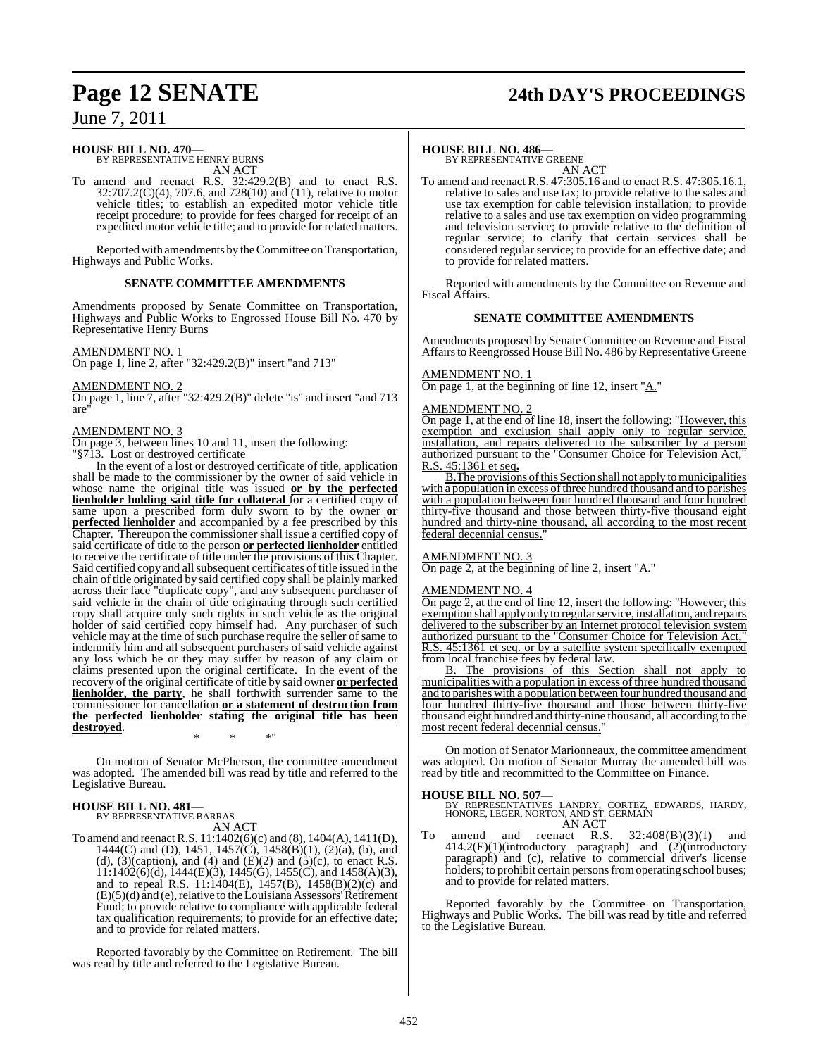**HOUSE BILL NO. 470—**
BY REPRESENTATIVE HENRY BURNS
AN ACT

To amend and reenact R.S. 32:429.2(B) and to enact R.S. 32:707.2(C)(4), 707.6, and 728(10) and (11), relative to motor vehicle titles; to establish an expedited motor vehicle title receipt procedure; to provide for fees charged for receipt of an expedited motor vehicle title; and to provide for related matters.

Reported with amendments by the Committee on Transportation, Highways and Public Works.

**SENATE COMMITTEE AMENDMENTS**

Amendments proposed by Senate Committee on Transportation, Highways and Public Works to Engrossed House Bill No. 470 by Representative Henry Burns

AMENDMENT NO. 1
On page 1, line 2, after "32:429.2(B)" insert "and 713"

AMENDMENT NO. 2
On page 1, line 7, after "32:429.2(B)" delete "is" and insert "and 713 are"

AMENDMENT NO. 3
On page 3, between lines 10 and 11, insert the following:
"§713. Lost or destroyed certificate

In the event of a lost or destroyed certificate of title, application shall be made to the commissioner by the owner of said vehicle in whose name the original title was issued **or by the perfected lienholder holding said title for collateral** for a certified copy of same upon a prescribed form duly sworn to by the owner **or perfected lienholder** and accompanied by a fee prescribed by this Chapter. Thereupon the commissioner shall issue a certified copy of said certificate of title to the person **or perfected lienholder** entitled to receive the certificate of title under the provisions of this Chapter. Said certified copy and all subsequent certificates of title issued in the chain of title originated by said certified copy shall be plainly marked across their face "duplicate copy", and any subsequent purchaser of said vehicle in the chain of title originating through such certified copy shall acquire only such rights in such vehicle as the original holder of said certified copy himself had. Any purchaser of such vehicle may at the time of such purchase require the seller of same to indemnify him and all subsequent purchasers of said vehicle against any loss which he or they may suffer by reason of any claim or claims presented upon the original certificate. In the event of the recovery of the original certificate of title by said owner **or perfected lienholder, the party**, ~~he~~ shall forthwith surrender same to the commissioner for cancellation **or a statement of destruction from the perfected lienholder stating the original title has been destroyed**.

\* \* \*"

On motion of Senator McPherson, the committee amendment was adopted. The amended bill was read by title and referred to the Legislative Bureau.

**HOUSE BILL NO. 481—**
BY REPRESENTATIVE BARRAS
AN ACT

To amend and reenact R.S. 11:1402(6)(c) and (8), 1404(A), 1411(D), 1444(C) and (D), 1451, 1457(C), 1458(B)(1), (2)(a), (b), and (d), (3)(caption), and (4) and (E)(2) and (5)(c), to enact R.S. 11:1402(6)(d), 1444(E)(3), 1445(G), 1455(C), and 1458(A)(3), and to repeal R.S. 11:1404(E), 1457(B), 1458(B)(2)(c) and (E)(5)(d) and (e), relative to the Louisiana Assessors' Retirement Fund; to provide relative to compliance with applicable federal tax qualification requirements; to provide for an effective date; and to provide for related matters.

Reported favorably by the Committee on Retirement. The bill was read by title and referred to the Legislative Bureau.

**HOUSE BILL NO. 486—**
BY REPRESENTATIVE GREENE
AN ACT

To amend and reenact R.S. 47:305.16 and to enact R.S. 47:305.16.1, relative to sales and use tax; to provide relative to the sales and use tax exemption for cable television installation; to provide relative to a sales and use tax exemption on video programming and television service; to provide relative to the definition of regular service; to clarify that certain services shall be considered regular service; to provide for an effective date; and to provide for related matters.

Reported with amendments by the Committee on Revenue and Fiscal Affairs.

**SENATE COMMITTEE AMENDMENTS**

Amendments proposed by Senate Committee on Revenue and Fiscal Affairs to Reengrossed House Bill No. 486 by Representative Greene

AMENDMENT NO. 1
On page 1, at the beginning of line 12, insert "A."

AMENDMENT NO. 2
On page 1, at the end of line 18, insert the following: "However, this exemption and exclusion shall apply only to regular service, installation, and repairs delivered to the subscriber by a person authorized pursuant to the "Consumer Choice for Television Act," R.S. 45:1361 et seq.

B. The provisions of this Section shall not apply to municipalities with a population in excess of three hundred thousand and to parishes with a population between four hundred thousand and four hundred thirty-five thousand and those between thirty-five thousand eight hundred and thirty-nine thousand, all according to the most recent federal decennial census."

AMENDMENT NO. 3
On page 2, at the beginning of line 2, insert "A."

AMENDMENT NO. 4
On page 2, at the end of line 12, insert the following: "However, this exemption shall apply only to regular service, installation, and repairs delivered to the subscriber by an Internet protocol television system authorized pursuant to the "Consumer Choice for Television Act," R.S. 45:1361 et seq. or by a satellite system specifically exempted from local franchise fees by federal law.

B. The provisions of this Section shall not apply to municipalities with a population in excess of three hundred thousand and to parishes with a population between four hundred thousand and four hundred thirty-five thousand and those between thirty-five thousand eight hundred and thirty-nine thousand, all according to the most recent federal decennial census."

On motion of Senator Marionneaux, the committee amendment was adopted. On motion of Senator Murray the amended bill was read by title and recommitted to the Committee on Finance.

**HOUSE BILL NO. 507—**
BY REPRESENTATIVES LANDRY, CORTEZ, EDWARDS, HARDY, HONORE, LEGER, NORTON, AND ST. GERMAIN
AN ACT

To amend and reenact R.S. 32:408(B)(3)(f) and 414.2(E)(1)(introductory paragraph) and (2)(introductory paragraph) and (c), relative to commercial driver's license holders; to prohibit certain persons from operating school buses; and to provide for related matters.

Reported favorably by the Committee on Transportation, Highways and Public Works. The bill was read by title and referred to the Legislative Bureau.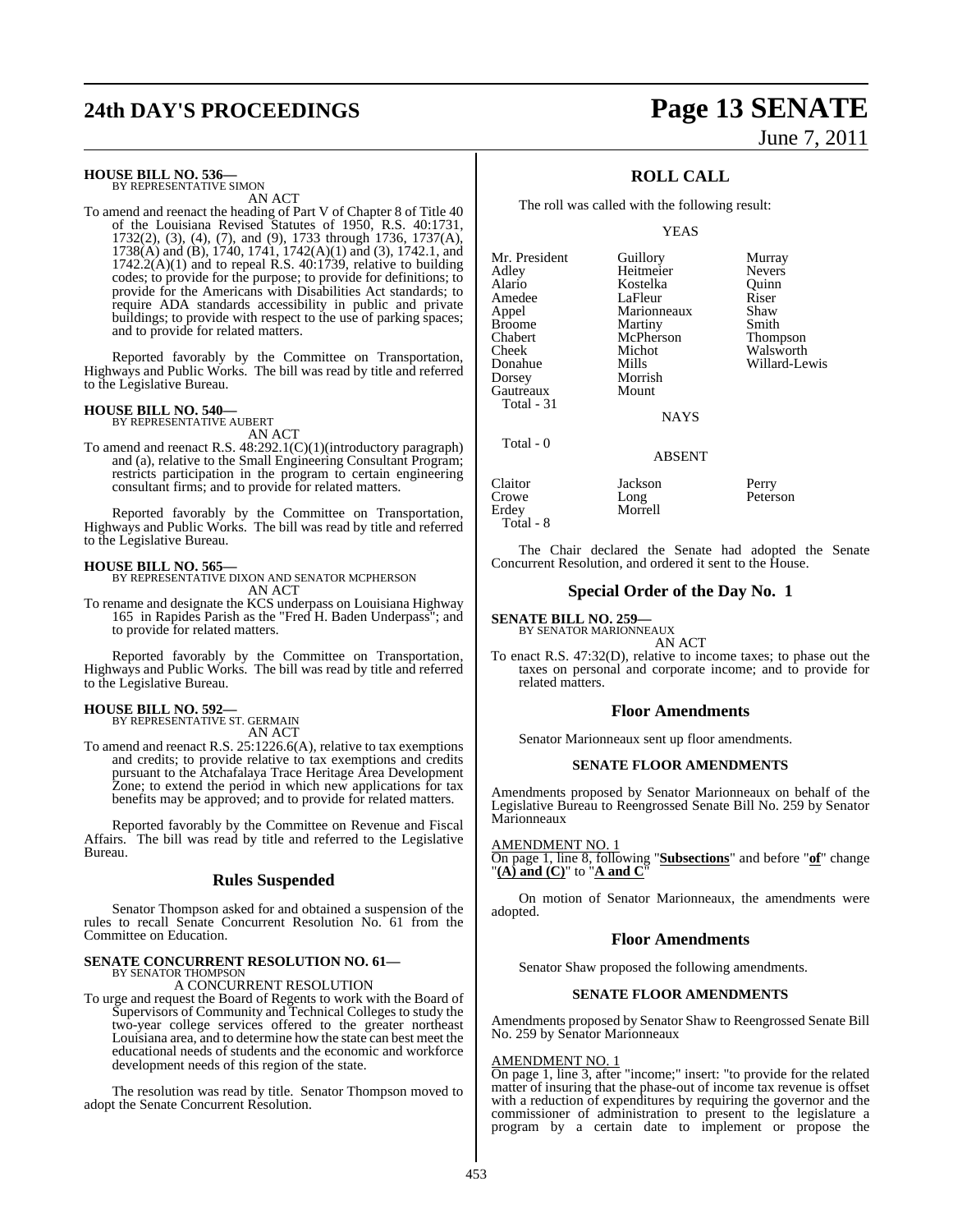**HOUSE BILL NO. 536—**
BY REPRESENTATIVE SIMON
AN ACT

To amend and reenact the heading of Part V of Chapter 8 of Title 40 of the Louisiana Revised Statutes of 1950, R.S. 40:1731, 1732(2), (3), (4), (7), and (9), 1733 through 1736, 1737(A), 1738(A) and (B), 1740, 1741, 1742(A)(1) and (3), 1742.1, and 1742.2(A)(1) and to repeal R.S. 40:1739, relative to building codes; to provide for the purpose; to provide for definitions; to provide for the Americans with Disabilities Act standards; to require ADA standards accessibility in public and private buildings; to provide with respect to the use of parking spaces; and to provide for related matters.

Reported favorably by the Committee on Transportation, Highways and Public Works. The bill was read by title and referred to the Legislative Bureau.

**HOUSE BILL NO. 540—**
BY REPRESENTATIVE AUBERT
AN ACT

To amend and reenact R.S. 48:292.1(C)(1)(introductory paragraph) and (a), relative to the Small Engineering Consultant Program; restricts participation in the program to certain engineering consultant firms; and to provide for related matters.

Reported favorably by the Committee on Transportation, Highways and Public Works. The bill was read by title and referred to the Legislative Bureau.

**HOUSE BILL NO. 565—**
BY REPRESENTATIVE DIXON AND SENATOR MCPHERSON
AN ACT

To rename and designate the KCS underpass on Louisiana Highway 165 in Rapides Parish as the "Fred H. Baden Underpass"; and to provide for related matters.

Reported favorably by the Committee on Transportation, Highways and Public Works. The bill was read by title and referred to the Legislative Bureau.

**HOUSE BILL NO. 592—**
BY REPRESENTATIVE ST. GERMAIN
AN ACT

To amend and reenact R.S. 25:1226.6(A), relative to tax exemptions and credits; to provide relative to tax exemptions and credits pursuant to the Atchafalaya Trace Heritage Area Development Zone; to extend the period in which new applications for tax benefits may be approved; and to provide for related matters.

Reported favorably by the Committee on Revenue and Fiscal Affairs. The bill was read by title and referred to the Legislative Bureau.

## Rules Suspended

Senator Thompson asked for and obtained a suspension of the rules to recall Senate Concurrent Resolution No. 61 from the Committee on Education.

**SENATE CONCURRENT RESOLUTION NO. 61—**
BY SENATOR THOMPSON
A CONCURRENT RESOLUTION

To urge and request the Board of Regents to work with the Board of Supervisors of Community and Technical Colleges to study the two-year college services offered to the greater northeast Louisiana area, and to determine how the state can best meet the educational needs of students and the economic and workforce development needs of this region of the state.

The resolution was read by title. Senator Thompson moved to adopt the Senate Concurrent Resolution.

## ROLL CALL

The roll was called with the following result:

YEAS

| | | |
|---|---|---|
| Mr. President | Guillory | Murray |
| Adley | Heitmeier | Nevers |
| Alario | Kostelka | Quinn |
| Amedee | LaFleur | Riser |
| Appel | Marionneaux | Shaw |
| Broome | Martiny | Smith |
| Chabert | McPherson | Thompson |
| Cheek | Michot | Walsworth |
| Donahue | Mills | Willard-Lewis |
| Dorsey | Morrish | |
| Gautreaux | Mount | |
| Total - 31 | | |

NAYS

Total - 0

ABSENT

| | | |
|---|---|---|
| Claitor | Jackson | Perry |
| Crowe | Long | Peterson |
| Erdey | Morrell | |
| Total - 8 | | |

The Chair declared the Senate had adopted the Senate Concurrent Resolution, and ordered it sent to the House.

## Special Order of the Day No. 1

**SENATE BILL NO. 259—**
BY SENATOR MARIONNEAUX
AN ACT

To enact R.S. 47:32(D), relative to income taxes; to phase out the taxes on personal and corporate income; and to provide for related matters.

## Floor Amendments

Senator Marionneaux sent up floor amendments.

### SENATE FLOOR AMENDMENTS

Amendments proposed by Senator Marionneaux on behalf of the Legislative Bureau to Reengrossed Senate Bill No. 259 by Senator Marionneaux

AMENDMENT NO. 1
On page 1, line 8, following "**Subsections**" and before "**of**" change "**(A) and (C)**" to "**A and C**"

On motion of Senator Marionneaux, the amendments were adopted.

## Floor Amendments

Senator Shaw proposed the following amendments.

### SENATE FLOOR AMENDMENTS

Amendments proposed by Senator Shaw to Reengrossed Senate Bill No. 259 by Senator Marionneaux

AMENDMENT NO. 1
On page 1, line 3, after "income;" insert: "to provide for the related matter of insuring that the phase-out of income tax revenue is offset with a reduction of expenditures by requiring the governor and the commissioner of administration to present to the legislature a program by a certain date to implement or propose the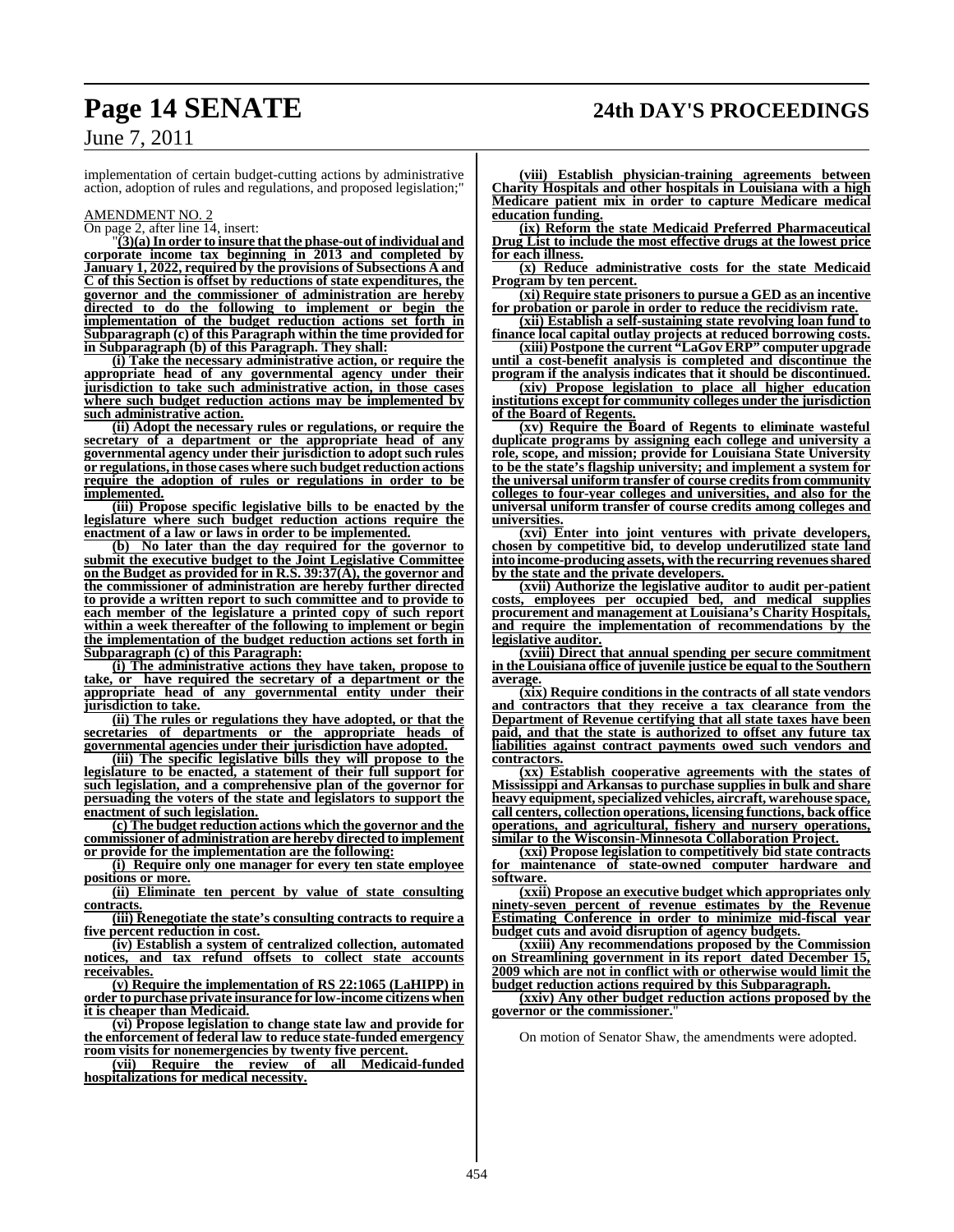implementation of certain budget-cutting actions by administrative action, adoption of rules and regulations, and proposed legislation;"

AMENDMENT NO. 2

On page 2, after line 14, insert:

"**(3)(a) In order to insure that the phase-out of individual and corporate income tax beginning in 2013 and completed by January 1, 2022, required by the provisions of Subsections A and C of this Section is offset by reductions of state expenditures, the governor and the commissioner of administration are hereby directed to do the following to implement or begin the implementation of the budget reduction actions set forth in Subparagraph (c) of this Paragraph within the time provided for in Subparagraph (b) of this Paragraph. They shall:**

**(i) Take the necessary administrative action, or require the appropriate head of any governmental agency under their jurisdiction to take such administrative action, in those cases where such budget reduction actions may be implemented by such administrative action.**

**(ii) Adopt the necessary rules or regulations, or require the secretary of a department or the appropriate head of any governmental agency under their jurisdiction to adopt such rules or regulations, in those cases where such budget reduction actions require the adoption of rules or regulations in order to be implemented.**

**(iii) Propose specific legislative bills to be enacted by the legislature where such budget reduction actions require the enactment of a law or laws in order to be implemented.**

**(b) No later than the day required for the governor to submit the executive budget to the Joint Legislative Committee on the Budget as provided for in R.S. 39:37(A), the governor and the commissioner of administration are hereby further directed to provide a written report to such committee and to provide to each member of the legislature a printed copy of such report within a week thereafter of the following to implement or begin the implementation of the budget reduction actions set forth in Subparagraph (c) of this Paragraph:**

**(i) The administrative actions they have taken, propose to take, or have required the secretary of a department or the appropriate head of any governmental entity under their jurisdiction to take.**

**(ii) The rules or regulations they have adopted, or that the secretaries of departments or the appropriate heads of governmental agencies under their jurisdiction have adopted.**

**(iii) The specific legislative bills they will propose to the legislature to be enacted, a statement of their full support for such legislation, and a comprehensive plan of the governor for persuading the voters of the state and legislators to support the enactment of such legislation.**

**(c) The budget reduction actions which the governor and the commissioner of administration are hereby directed to implement or provide for the implementation are the following:**

**(i) Require only one manager for every ten state employee positions or more.**

**(ii) Eliminate ten percent by value of state consulting contracts.**

**(iii) Renegotiate the state's consulting contracts to require a five percent reduction in cost.**

**(iv) Establish a system of centralized collection, automated notices, and tax refund offsets to collect state accounts receivables.**

**(v) Require the implementation of RS 22:1065 (LaHIPP) in order to purchase private insurance for low-income citizens when it is cheaper than Medicaid.**

**(vi) Propose legislation to change state law and provide for the enforcement of federal law to reduce state-funded emergency room visits for nonemergencies by twenty five percent.**

**(vii) Require the review of all Medicaid-funded hospitalizations for medical necessity.**

**(viii) Establish physician-training agreements between Charity Hospitals and other hospitals in Louisiana with a high Medicare patient mix in order to capture Medicare medical education funding.**

**(ix) Reform the state Medicaid Preferred Pharmaceutical Drug List to include the most effective drugs at the lowest price for each illness.**

**(x) Reduce administrative costs for the state Medicaid Program by ten percent.**

**(xi) Require state prisoners to pursue a GED as an incentive for probation or parole in order to reduce the recidivism rate.**

**(xii) Establish a self-sustaining state revolving loan fund to finance local capital outlay projects at reduced borrowing costs.**

**(xiii) Postpone the current "LaGov ERP" computer upgrade until a cost-benefit analysis is completed and discontinue the program if the analysis indicates that it should be discontinued.**

**(xiv) Propose legislation to place all higher education institutions except for community colleges under the jurisdiction of the Board of Regents.**

**(xv) Require the Board of Regents to eliminate wasteful duplicate programs by assigning each college and university a role, scope, and mission; provide for Louisiana State University to be the state's flagship university; and implement a system for the universal uniform transfer of course credits from community colleges to four-year colleges and universities, and also for the universal uniform transfer of course credits among colleges and universities.**

**(xvi) Enter into joint ventures with private developers, chosen by competitive bid, to develop underutilized state land into income-producing assets, with the recurring revenues shared by the state and the private developers.**

**(xvii) Authorize the legislative auditor to audit per-patient costs, employees per occupied bed, and medical supplies procurement and management at Louisiana's Charity Hospitals, and require the implementation of recommendations by the legislative auditor.**

**(xviii) Direct that annual spending per secure commitment in the Louisiana office of juvenile justice be equal to the Southern average.**

**(xix) Require conditions in the contracts of all state vendors and contractors that they receive a tax clearance from the Department of Revenue certifying that all state taxes have been paid, and that the state is authorized to offset any future tax liabilities against contract payments owed such vendors and contractors.**

**(xx) Establish cooperative agreements with the states of Mississippi and Arkansas to purchase supplies in bulk and share heavy equipment, specialized vehicles, aircraft, warehouse space, call centers, collection operations, licensing functions, back office operations, and agricultural, fishery and nursery operations, similar to the Wisconsin-Minnesota Collaboration Project.**

**(xxi) Propose legislation to competitively bid state contracts for maintenance of state-owned computer hardware and software.**

**(xxii) Propose an executive budget which appropriates only ninety-seven percent of revenue estimates by the Revenue Estimating Conference in order to minimize mid-fiscal year budget cuts and avoid disruption of agency budgets.**

**(xxiii) Any recommendations proposed by the Commission on Streamlining government in its report dated December 15, 2009 which are not in conflict with or otherwise would limit the budget reduction actions required by this Subparagraph.**

**(xxiv) Any other budget reduction actions proposed by the governor or the commissioner.**"

On motion of Senator Shaw, the amendments were adopted.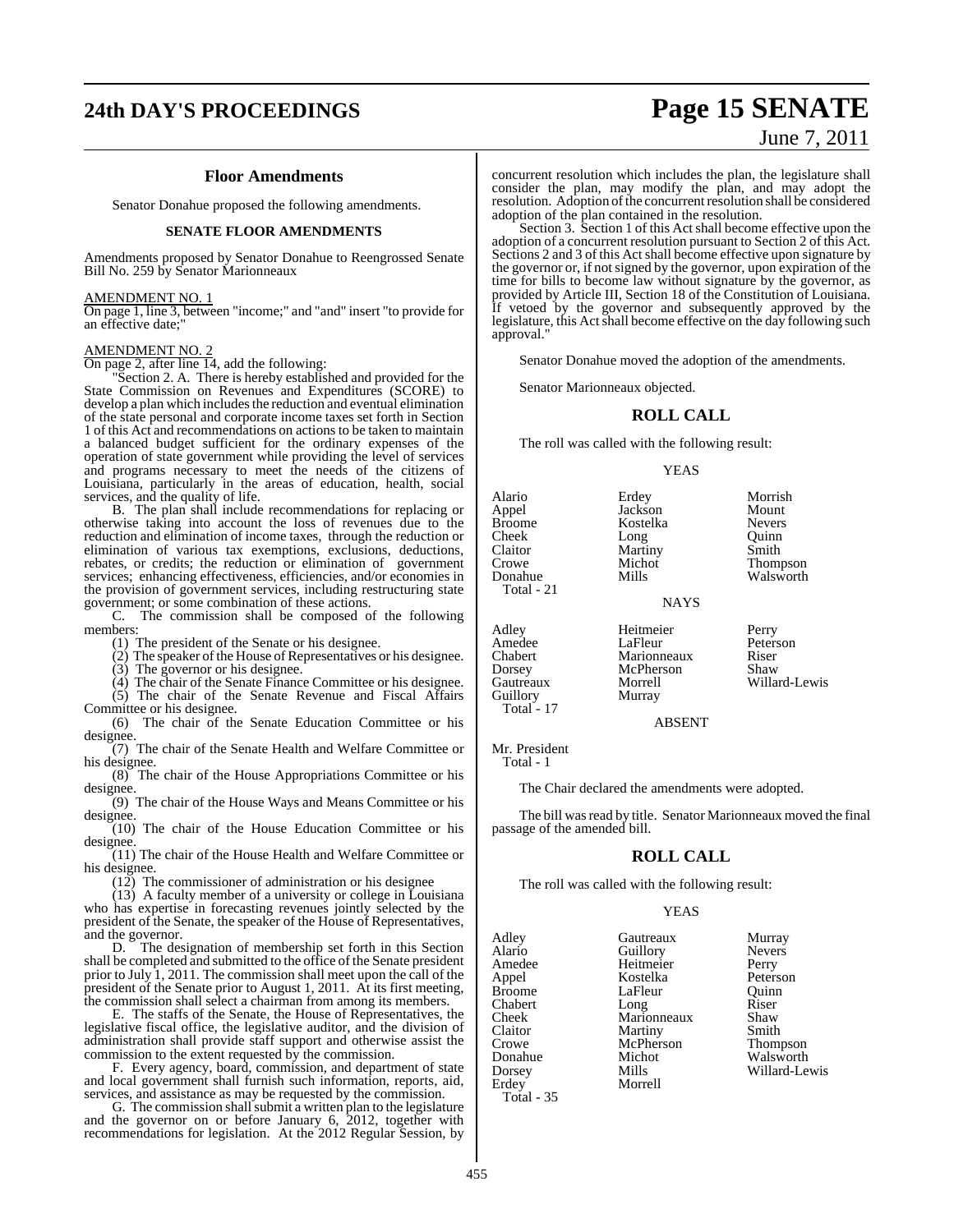## Floor Amendments

Senator Donahue proposed the following amendments.

### SENATE FLOOR AMENDMENTS

Amendments proposed by Senator Donahue to Reengrossed Senate Bill No. 259 by Senator Marionneaux

AMENDMENT NO. 1

On page 1, line 3, between "income;" and "and" insert "to provide for an effective date;"

AMENDMENT NO. 2

On page 2, after line 14, add the following:

"Section 2. A. There is hereby established and provided for the State Commission on Revenues and Expenditures (SCORE) to develop a plan which includes the reduction and eventual elimination of the state personal and corporate income taxes set forth in Section 1 of this Act and recommendations on actions to be taken to maintain a balanced budget sufficient for the ordinary expenses of the operation of state government while providing the level of services and programs necessary to meet the needs of the citizens of Louisiana, particularly in the areas of education, health, social services, and the quality of life.

B. The plan shall include recommendations for replacing or otherwise taking into account the loss of revenues due to the reduction and elimination of income taxes, through the reduction or elimination of various tax exemptions, exclusions, deductions, rebates, or credits; the reduction or elimination of government services; enhancing effectiveness, efficiencies, and/or economies in the provision of government services, including restructuring state government; or some combination of these actions.

C. The commission shall be composed of the following members:

(1) The president of the Senate or his designee.

(2) The speaker of the House of Representatives or his designee.

(3) The governor or his designee.

(4) The chair of the Senate Finance Committee or his designee.

(5) The chair of the Senate Revenue and Fiscal Affairs Committee or his designee.

(6) The chair of the Senate Education Committee or his designee.

(7) The chair of the Senate Health and Welfare Committee or his designee.

(8) The chair of the House Appropriations Committee or his designee.

(9) The chair of the House Ways and Means Committee or his designee.

(10) The chair of the House Education Committee or his designee.

(11) The chair of the House Health and Welfare Committee or his designee.

(12) The commissioner of administration or his designee

(13) A faculty member of a university or college in Louisiana who has expertise in forecasting revenues jointly selected by the president of the Senate, the speaker of the House of Representatives, and the governor.

D. The designation of membership set forth in this Section shall be completed and submitted to the office of the Senate president prior to July 1, 2011. The commission shall meet upon the call of the president of the Senate prior to August 1, 2011. At its first meeting, the commission shall select a chairman from among its members.

E. The staffs of the Senate, the House of Representatives, the legislative fiscal office, the legislative auditor, and the division of administration shall provide staff support and otherwise assist the commission to the extent requested by the commission.

F. Every agency, board, commission, and department of state and local government shall furnish such information, reports, aid, services, and assistance as may be requested by the commission.

G. The commission shall submit a written plan to the legislature and the governor on or before January 6, 2012, together with recommendations for legislation. At the 2012 Regular Session, by concurrent resolution which includes the plan, the legislature shall consider the plan, may modify the plan, and may adopt the resolution. Adoption of the concurrent resolution shall be considered adoption of the plan contained in the resolution.

Section 3. Section 1 of this Act shall become effective upon the adoption of a concurrent resolution pursuant to Section 2 of this Act. Sections 2 and 3 of this Act shall become effective upon signature by the governor or, if not signed by the governor, upon expiration of the time for bills to become law without signature by the governor, as provided by Article III, Section 18 of the Constitution of Louisiana. If vetoed by the governor and subsequently approved by the legislature, this Act shall become effective on the day following such approval."

Senator Donahue moved the adoption of the amendments.

Senator Marionneaux objected.

## ROLL CALL

The roll was called with the following result:

YEAS

| | | |
|---|---|---|
| Alario | Erdey | Morrish |
| Appel | Jackson | Mount |
| Broome | Kostelka | Nevers |
| Cheek | Long | Quinn |
| Claitor | Martiny | Smith |
| Crowe | Michot | Thompson |
| Donahue | Mills | Walsworth |
| Total - 21 | | |

NAYS

| | | |
|---|---|---|
| Adley | Heitmeier | Perry |
| Amedee | LaFleur | Peterson |
| Chabert | Marionneaux | Riser |
| Dorsey | McPherson | Shaw |
| Gautreaux | Morrell | Willard-Lewis |
| Guillory | Murray | |
| Total - 17 | | |

ABSENT

Mr. President
Total - 1

The Chair declared the amendments were adopted.

The bill was read by title. Senator Marionneaux moved the final passage of the amended bill.

## ROLL CALL

The roll was called with the following result:

YEAS

| | | |
|---|---|---|
| Adley | Gautreaux | Murray |
| Alario | Guillory | Nevers |
| Amedee | Heitmeier | Perry |
| Appel | Kostelka | Peterson |
| Broome | LaFleur | Quinn |
| Chabert | Long | Riser |
| Cheek | Marionneaux | Shaw |
| Claitor | Martiny | Smith |
| Crowe | McPherson | Thompson |
| Donahue | Michot | Walsworth |
| Dorsey | Mills | Willard-Lewis |
| Erdey | Morrell | |
| Total - 35 | | |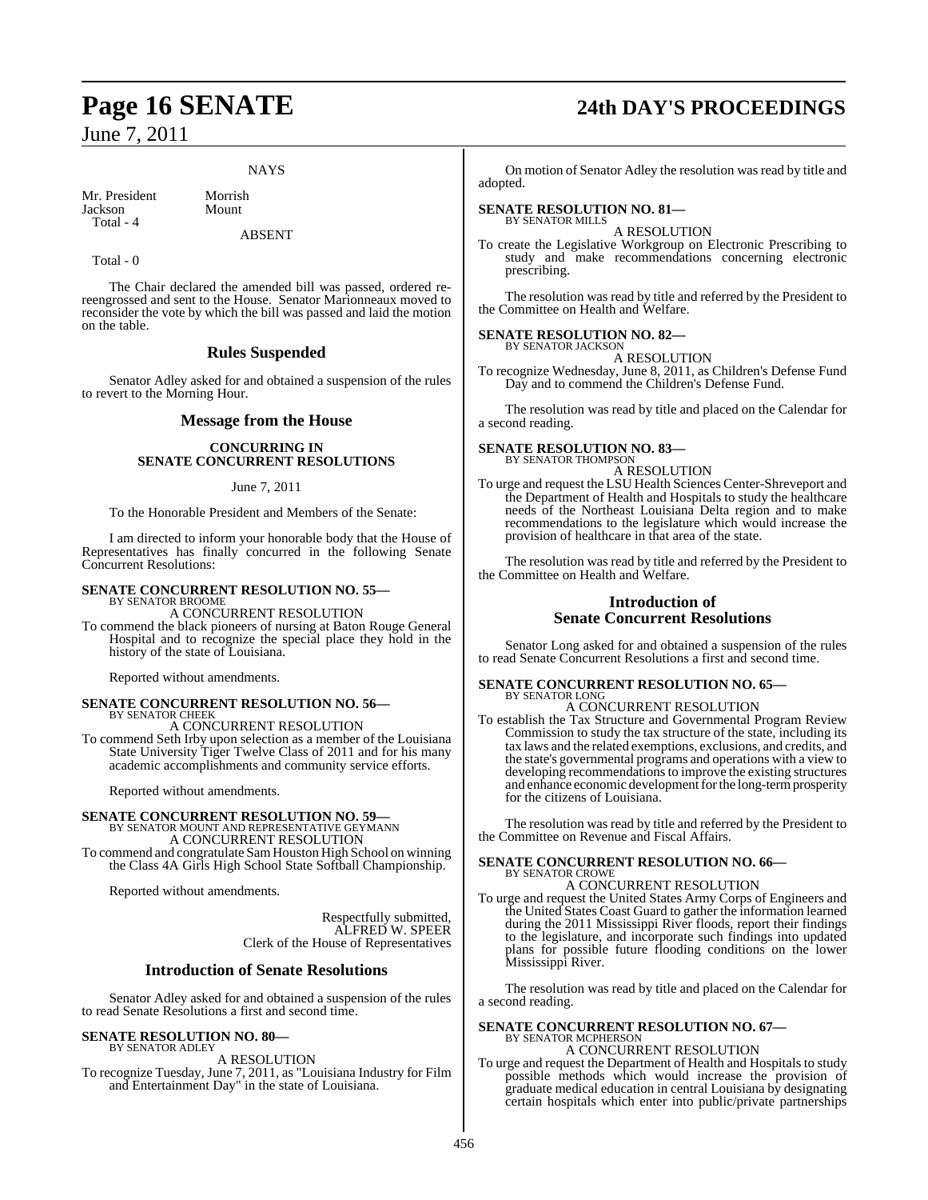NAYS

| | |
|---|---|
| Mr. President | Morrish |
| Jackson | Mount |
| Total - 4 | |

ABSENT

Total - 0

The Chair declared the amended bill was passed, ordered re-reengrossed and sent to the House. Senator Marionneaux moved to reconsider the vote by which the bill was passed and laid the motion on the table.

## Rules Suspended

Senator Adley asked for and obtained a suspension of the rules to revert to the Morning Hour.

## Message from the House

### CONCURRING IN SENATE CONCURRENT RESOLUTIONS

June 7, 2011

To the Honorable President and Members of the Senate:

I am directed to inform your honorable body that the House of Representatives has finally concurred in the following Senate Concurrent Resolutions:

**SENATE CONCURRENT RESOLUTION NO. 55—**
BY SENATOR BROOME

A CONCURRENT RESOLUTION

To commend the black pioneers of nursing at Baton Rouge General Hospital and to recognize the special place they hold in the history of the state of Louisiana.

Reported without amendments.

**SENATE CONCURRENT RESOLUTION NO. 56—**
BY SENATOR CHEEK

A CONCURRENT RESOLUTION

To commend Seth Irby upon selection as a member of the Louisiana State University Tiger Twelve Class of 2011 and for his many academic accomplishments and community service efforts.

Reported without amendments.

**SENATE CONCURRENT RESOLUTION NO. 59—**
BY SENATOR MOUNT AND REPRESENTATIVE GEYMANN

A CONCURRENT RESOLUTION

To commend and congratulate Sam Houston High School on winning the Class 4A Girls High School State Softball Championship.

Reported without amendments.

Respectfully submitted,
ALFRED W. SPEER
Clerk of the House of Representatives

## Introduction of Senate Resolutions

Senator Adley asked for and obtained a suspension of the rules to read Senate Resolutions a first and second time.

**SENATE RESOLUTION NO. 80—**
BY SENATOR ADLEY

A RESOLUTION

To recognize Tuesday, June 7, 2011, as "Louisiana Industry for Film and Entertainment Day" in the state of Louisiana.

On motion of Senator Adley the resolution was read by title and adopted.

**SENATE RESOLUTION NO. 81—**
BY SENATOR MILLS

A RESOLUTION

To create the Legislative Workgroup on Electronic Prescribing to study and make recommendations concerning electronic prescribing.

The resolution was read by title and referred by the President to the Committee on Health and Welfare.

**SENATE RESOLUTION NO. 82—**
BY SENATOR JACKSON

A RESOLUTION

To recognize Wednesday, June 8, 2011, as Children's Defense Fund Day and to commend the Children's Defense Fund.

The resolution was read by title and placed on the Calendar for a second reading.

**SENATE RESOLUTION NO. 83—**
BY SENATOR THOMPSON

A RESOLUTION

To urge and request the LSU Health Sciences Center-Shreveport and the Department of Health and Hospitals to study the healthcare needs of the Northeast Louisiana Delta region and to make recommendations to the legislature which would increase the provision of healthcare in that area of the state.

The resolution was read by title and referred by the President to the Committee on Health and Welfare.

## Introduction of Senate Concurrent Resolutions

Senator Long asked for and obtained a suspension of the rules to read Senate Concurrent Resolutions a first and second time.

**SENATE CONCURRENT RESOLUTION NO. 65—**
BY SENATOR LONG

A CONCURRENT RESOLUTION

To establish the Tax Structure and Governmental Program Review Commission to study the tax structure of the state, including its tax laws and the related exemptions, exclusions, and credits, and the state's governmental programs and operations with a view to developing recommendations to improve the existing structures and enhance economic development for the long-term prosperity for the citizens of Louisiana.

The resolution was read by title and referred by the President to the Committee on Revenue and Fiscal Affairs.

**SENATE CONCURRENT RESOLUTION NO. 66—**
BY SENATOR CROWE

A CONCURRENT RESOLUTION

To urge and request the United States Army Corps of Engineers and the United States Coast Guard to gather the information learned during the 2011 Mississippi River floods, report their findings to the legislature, and incorporate such findings into updated plans for possible future flooding conditions on the lower Mississippi River.

The resolution was read by title and placed on the Calendar for a second reading.

**SENATE CONCURRENT RESOLUTION NO. 67—**
BY SENATOR MCPHERSON

A CONCURRENT RESOLUTION

To urge and request the Department of Health and Hospitals to study possible methods which would increase the provision of graduate medical education in central Louisiana by designating certain hospitals which enter into public/private partnerships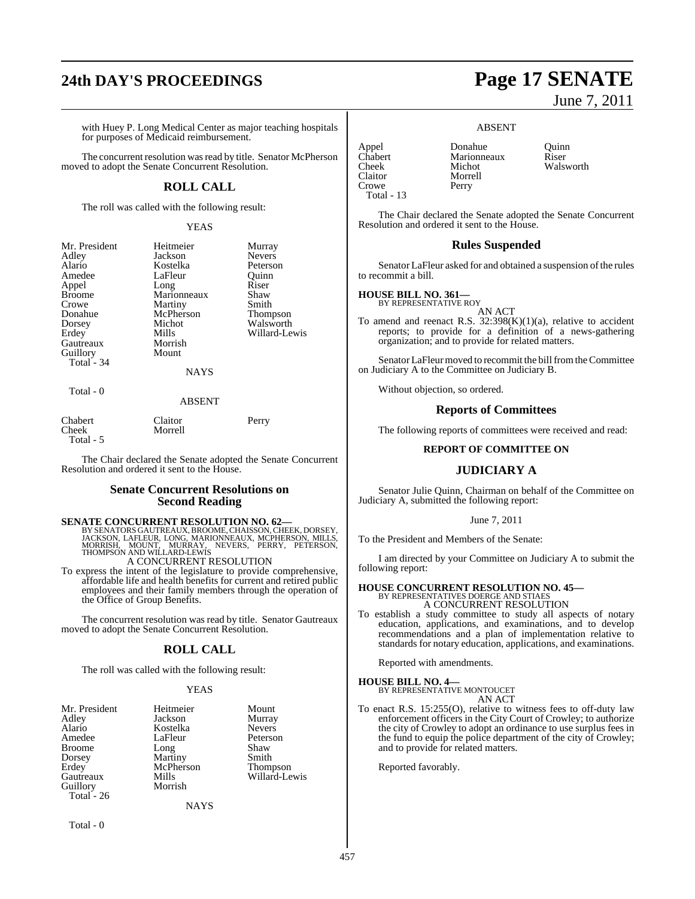with Huey P. Long Medical Center as major teaching hospitals for purposes of Medicaid reimbursement.

The concurrent resolution was read by title. Senator McPherson moved to adopt the Senate Concurrent Resolution.

## ROLL CALL

The roll was called with the following result:

YEAS

| | | |
|---|---|---|
| Mr. President | Heitmeier | Murray |
| Adley | Jackson | Nevers |
| Alario | Kostelka | Peterson |
| Amedee | LaFleur | Quinn |
| Appel | Long | Riser |
| Broome | Marionneaux | Shaw |
| Crowe | Martiny | Smith |
| Donahue | McPherson | Thompson |
| Dorsey | Michot | Walsworth |
| Erdey | Mills | Willard-Lewis |
| Gautreaux | Morrish | |
| Guillory | Mount | |
| Total - 34 | | |

NAYS

Total - 0

ABSENT

| | | |
|---|---|---|
| Chabert | Claitor | Perry |
| Cheek | Morrell | |
| Total - 5 | | |

The Chair declared the Senate adopted the Senate Concurrent Resolution and ordered it sent to the House.

## Senate Concurrent Resolutions on Second Reading

**SENATE CONCURRENT RESOLUTION NO. 62—**
BY SENATORS GAUTREAUX, BROOME, CHAISSON, CHEEK, DORSEY, JACKSON, LAFLEUR, LONG, MARIONNEAUX, MCPHERSON, MILLS, MORRISH, MOUNT, MURRAY, NEVERS, PERRY, PETERSON, THOMPSON AND WILLARD-LEWIS

A CONCURRENT RESOLUTION

To express the intent of the legislature to provide comprehensive, affordable life and health benefits for current and retired public employees and their family members through the operation of the Office of Group Benefits.

The concurrent resolution was read by title. Senator Gautreaux moved to adopt the Senate Concurrent Resolution.

## ROLL CALL

The roll was called with the following result:

YEAS

| | | |
|---|---|---|
| Mr. President | Heitmeier | Mount |
| Adley | Jackson | Murray |
| Alario | Kostelka | Nevers |
| Amedee | LaFleur | Peterson |
| Broome | Long | Shaw |
| Dorsey | Martiny | Smith |
| Erdey | McPherson | Thompson |
| Gautreaux | Mills | Willard-Lewis |
| Guillory | Morrish | |
| Total - 26 | | |

NAYS

Total - 0

ABSENT

| | | |
|---|---|---|
| Appel | Donahue | Quinn |
| Chabert | Marionneaux | Riser |
| Cheek | Michot | Walsworth |
| Claitor | Morrell | |
| Crowe | Perry | |
| Total - 13 | | |

The Chair declared the Senate adopted the Senate Concurrent Resolution and ordered it sent to the House.

## Rules Suspended

Senator LaFleur asked for and obtained a suspension of the rules to recommit a bill.

**HOUSE BILL NO. 361—**
BY REPRESENTATIVE ROY

AN ACT

To amend and reenact R.S. 32:398(K)(1)(a), relative to accident reports; to provide for a definition of a news-gathering organization; and to provide for related matters.

Senator LaFleur moved to recommit the bill from the Committee on Judiciary A to the Committee on Judiciary B.

Without objection, so ordered.

## Reports of Committees

The following reports of committees were received and read:

### REPORT OF COMMITTEE ON

## JUDICIARY A

Senator Julie Quinn, Chairman on behalf of the Committee on Judiciary A, submitted the following report:

June 7, 2011

To the President and Members of the Senate:

I am directed by your Committee on Judiciary A to submit the following report:

**HOUSE CONCURRENT RESOLUTION NO. 45—**
BY REPRESENTATIVES DOERGE AND STIAES

A CONCURRENT RESOLUTION

To establish a study committee to study all aspects of notary education, applications, and examinations, and to develop recommendations and a plan of implementation relative to standards for notary education, applications, and examinations.

Reported with amendments.

**HOUSE BILL NO. 4—**
BY REPRESENTATIVE MONTOUCET

AN ACT

To enact R.S. 15:255(O), relative to witness fees to off-duty law enforcement officers in the City Court of Crowley; to authorize the city of Crowley to adopt an ordinance to use surplus fees in the fund to equip the police department of the city of Crowley; and to provide for related matters.

Reported favorably.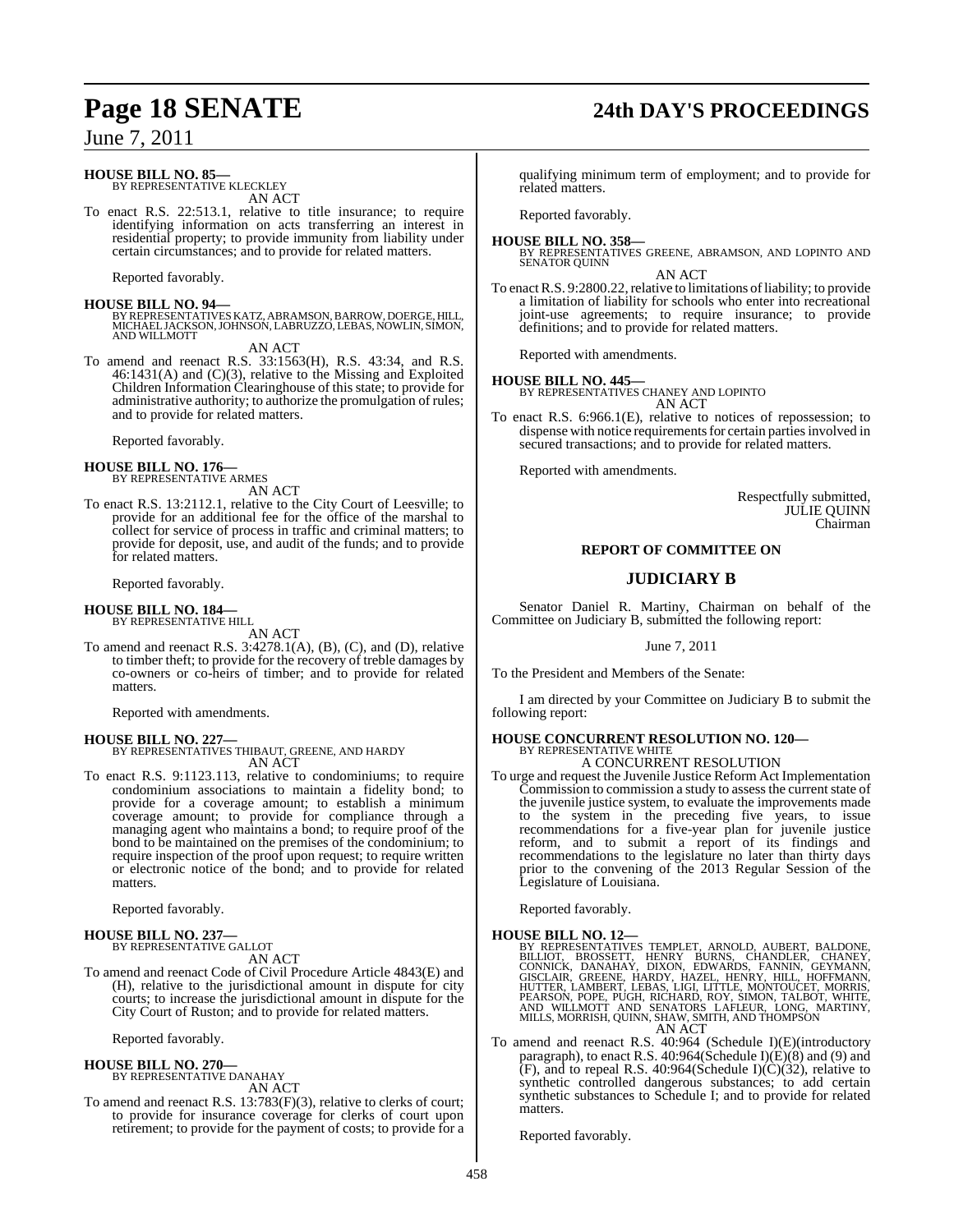**HOUSE BILL NO. 85—**
BY REPRESENTATIVE KLECKLEY

AN ACT

To enact R.S. 22:513.1, relative to title insurance; to require identifying information on acts transferring an interest in residential property; to provide immunity from liability under certain circumstances; and to provide for related matters.

Reported favorably.

**HOUSE BILL NO. 94—**
BY REPRESENTATIVES KATZ, ABRAMSON, BARROW, DOERGE, HILL, MICHAEL JACKSON, JOHNSON, LABRUZZO, LEBAS, NOWLIN, SIMON, AND WILLMOTT

AN ACT

To amend and reenact R.S. 33:1563(H), R.S. 43:34, and R.S. 46:1431(A) and (C)(3), relative to the Missing and Exploited Children Information Clearinghouse of this state; to provide for administrative authority; to authorize the promulgation of rules; and to provide for related matters.

Reported favorably.

**HOUSE BILL NO. 176—**
BY REPRESENTATIVE ARMES

AN ACT

To enact R.S. 13:2112.1, relative to the City Court of Leesville; to provide for an additional fee for the office of the marshal to collect for service of process in traffic and criminal matters; to provide for deposit, use, and audit of the funds; and to provide for related matters.

Reported favorably.

**HOUSE BILL NO. 184—**
BY REPRESENTATIVE HILL

AN ACT

To amend and reenact R.S. 3:4278.1(A), (B), (C), and (D), relative to timber theft; to provide for the recovery of treble damages by co-owners or co-heirs of timber; and to provide for related matters.

Reported with amendments.

**HOUSE BILL NO. 227—**
BY REPRESENTATIVES THIBAUT, GREENE, AND HARDY

AN ACT

To enact R.S. 9:1123.113, relative to condominiums; to require condominium associations to maintain a fidelity bond; to provide for a coverage amount; to establish a minimum coverage amount; to provide for compliance through a managing agent who maintains a bond; to require proof of the bond to be maintained on the premises of the condominium; to require inspection of the proof upon request; to require written or electronic notice of the bond; and to provide for related matters.

Reported favorably.

**HOUSE BILL NO. 237—**
BY REPRESENTATIVE GALLOT

AN ACT

To amend and reenact Code of Civil Procedure Article 4843(E) and (H), relative to the jurisdictional amount in dispute for city courts; to increase the jurisdictional amount in dispute for the City Court of Ruston; and to provide for related matters.

Reported favorably.

**HOUSE BILL NO. 270—**
BY REPRESENTATIVE DANAHAY

AN ACT

To amend and reenact R.S. 13:783(F)(3), relative to clerks of court; to provide for insurance coverage for clerks of court upon retirement; to provide for the payment of costs; to provide for a qualifying minimum term of employment; and to provide for related matters.

Reported favorably.

**HOUSE BILL NO. 358—**
BY REPRESENTATIVES GREENE, ABRAMSON, AND LOPINTO AND SENATOR QUINN

AN ACT

To enact R.S. 9:2800.22, relative to limitations of liability; to provide a limitation of liability for schools who enter into recreational joint-use agreements; to require insurance; to provide definitions; and to provide for related matters.

Reported with amendments.

**HOUSE BILL NO. 445—**
BY REPRESENTATIVES CHANEY AND LOPINTO

AN ACT

To enact R.S. 6:966.1(E), relative to notices of repossession; to dispense with notice requirements for certain parties involved in secured transactions; and to provide for related matters.

Reported with amendments.

Respectfully submitted,
JULIE QUINN
Chairman

**REPORT OF COMMITTEE ON**

## JUDICIARY B

Senator Daniel R. Martiny, Chairman on behalf of the Committee on Judiciary B, submitted the following report:

June 7, 2011

To the President and Members of the Senate:

I am directed by your Committee on Judiciary B to submit the following report:

**HOUSE CONCURRENT RESOLUTION NO. 120—**
BY REPRESENTATIVE WHITE

A CONCURRENT RESOLUTION

To urge and request the Juvenile Justice Reform Act Implementation Commission to commission a study to assess the current state of the juvenile justice system, to evaluate the improvements made to the system in the preceding five years, to issue recommendations for a five-year plan for juvenile justice reform, and to submit a report of its findings and recommendations to the legislature no later than thirty days prior to the convening of the 2013 Regular Session of the Legislature of Louisiana.

Reported favorably.

**HOUSE BILL NO. 12—**
BY REPRESENTATIVES TEMPLET, ARNOLD, AUBERT, BALDONE, BILLIOT, BROSSETT, HENRY BURNS, CHANDLER, CHANEY, CONNICK, DANAHAY, DIXON, EDWARDS, FANNIN, GEYMANN, GISCLAIR, GREENE, HARDY, HAZEL, HENRY, HILL, HOFFMANN, HUTTER, LAMBERT, LEBAS, LIGI, LITTLE, MONTOUCET, MORRIS, PEARSON, POPE, PUGH, RICHARD, ROY, SIMON, TALBOT, WHITE, AND WILLMOTT AND SENATORS LAFLEUR, LONG, MARTINY, MILLS, MORRISH, QUINN, SHAW, SMITH, AND THOMPSON

AN ACT

To amend and reenact R.S. 40:964 (Schedule I)(E)(introductory paragraph), to enact R.S. 40:964(Schedule I)(E)(8) and (9) and (F), and to repeal R.S. 40:964(Schedule I)(C)(32), relative to synthetic controlled dangerous substances; to add certain synthetic substances to Schedule I; and to provide for related matters.

Reported favorably.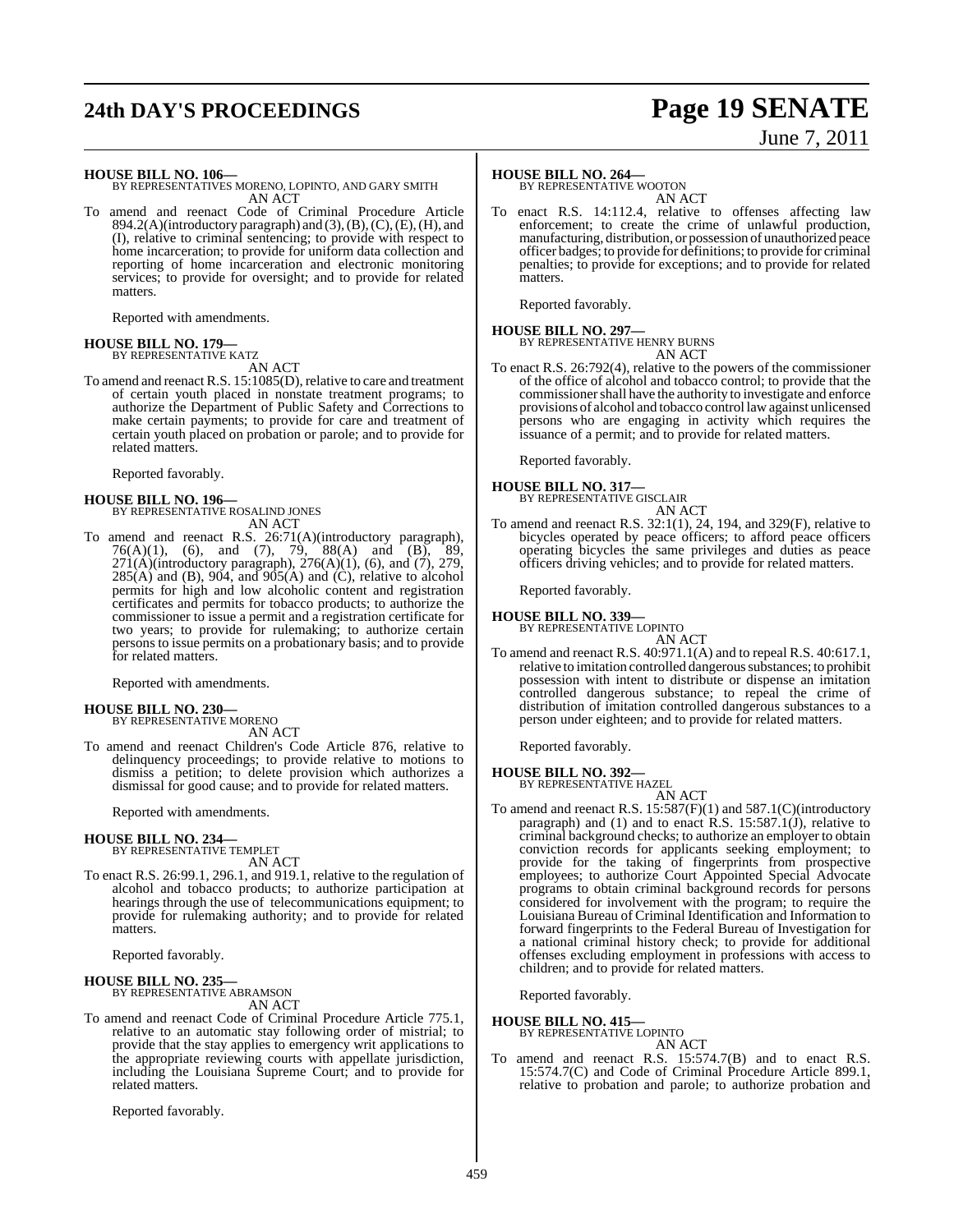**HOUSE BILL NO. 106—**
BY REPRESENTATIVES MORENO, LOPINTO, AND GARY SMITH
AN ACT

To amend and reenact Code of Criminal Procedure Article 894.2(A)(introductory paragraph) and (3), (B), (C), (E), (H), and (I), relative to criminal sentencing; to provide with respect to home incarceration; to provide for uniform data collection and reporting of home incarceration and electronic monitoring services; to provide for oversight; and to provide for related matters.

Reported with amendments.

**HOUSE BILL NO. 179—**
BY REPRESENTATIVE KATZ
AN ACT

To amend and reenact R.S. 15:1085(D), relative to care and treatment of certain youth placed in nonstate treatment programs; to authorize the Department of Public Safety and Corrections to make certain payments; to provide for care and treatment of certain youth placed on probation or parole; and to provide for related matters.

Reported favorably.

**HOUSE BILL NO. 196—**
BY REPRESENTATIVE ROSALIND JONES
AN ACT

To amend and reenact R.S. 26:71(A)(introductory paragraph), 76(A)(1), (6), and (7), 79, 88(A) and (B), 89, 271(A)(introductory paragraph), 276(A)(1), (6), and (7), 279, 285(A) and (B), 904, and 905(A) and (C), relative to alcohol permits for high and low alcoholic content and registration certificates and permits for tobacco products; to authorize the commissioner to issue a permit and a registration certificate for two years; to provide for rulemaking; to authorize certain persons to issue permits on a probationary basis; and to provide for related matters.

Reported with amendments.

**HOUSE BILL NO. 230—**
BY REPRESENTATIVE MORENO
AN ACT

To amend and reenact Children's Code Article 876, relative to delinquency proceedings; to provide relative to motions to dismiss a petition; to delete provision which authorizes a dismissal for good cause; and to provide for related matters.

Reported with amendments.

**HOUSE BILL NO. 234—**
BY REPRESENTATIVE TEMPLET
AN ACT

To enact R.S. 26:99.1, 296.1, and 919.1, relative to the regulation of alcohol and tobacco products; to authorize participation at hearings through the use of telecommunications equipment; to provide for rulemaking authority; and to provide for related matters.

Reported favorably.

**HOUSE BILL NO. 235—**
BY REPRESENTATIVE ABRAMSON
AN ACT

To amend and reenact Code of Criminal Procedure Article 775.1, relative to an automatic stay following order of mistrial; to provide that the stay applies to emergency writ applications to the appropriate reviewing courts with appellate jurisdiction, including the Louisiana Supreme Court; and to provide for related matters.

Reported favorably.

**HOUSE BILL NO. 264—**
BY REPRESENTATIVE WOOTON
AN ACT

To enact R.S. 14:112.4, relative to offenses affecting law enforcement; to create the crime of unlawful production, manufacturing, distribution, or possession of unauthorized peace officer badges; to provide for definitions; to provide for criminal penalties; to provide for exceptions; and to provide for related matters.

Reported favorably.

**HOUSE BILL NO. 297—**
BY REPRESENTATIVE HENRY BURNS
AN ACT

To enact R.S. 26:792(4), relative to the powers of the commissioner of the office of alcohol and tobacco control; to provide that the commissioner shall have the authority to investigate and enforce provisions of alcohol and tobacco control law against unlicensed persons who are engaging in activity which requires the issuance of a permit; and to provide for related matters.

Reported favorably.

**HOUSE BILL NO. 317—**
BY REPRESENTATIVE GISCLAIR
AN ACT

To amend and reenact R.S. 32:1(1), 24, 194, and 329(F), relative to bicycles operated by peace officers; to afford peace officers operating bicycles the same privileges and duties as peace officers driving vehicles; and to provide for related matters.

Reported favorably.

**HOUSE BILL NO. 339—**
BY REPRESENTATIVE LOPINTO
AN ACT

To amend and reenact R.S. 40:971.1(A) and to repeal R.S. 40:617.1, relative to imitation controlled dangerous substances; to prohibit possession with intent to distribute or dispense an imitation controlled dangerous substance; to repeal the crime of distribution of imitation controlled dangerous substances to a person under eighteen; and to provide for related matters.

Reported favorably.

**HOUSE BILL NO. 392—**
BY REPRESENTATIVE HAZEL
AN ACT

To amend and reenact R.S. 15:587(F)(1) and 587.1(C)(introductory paragraph) and (1) and to enact R.S. 15:587.1(J), relative to criminal background checks; to authorize an employer to obtain conviction records for applicants seeking employment; to provide for the taking of fingerprints from prospective employees; to authorize Court Appointed Special Advocate programs to obtain criminal background records for persons considered for involvement with the program; to require the Louisiana Bureau of Criminal Identification and Information to forward fingerprints to the Federal Bureau of Investigation for a national criminal history check; to provide for additional offenses excluding employment in professions with access to children; and to provide for related matters.

Reported favorably.

**HOUSE BILL NO. 415—**
BY REPRESENTATIVE LOPINTO
AN ACT

To amend and reenact R.S. 15:574.7(B) and to enact R.S. 15:574.7(C) and Code of Criminal Procedure Article 899.1, relative to probation and parole; to authorize probation and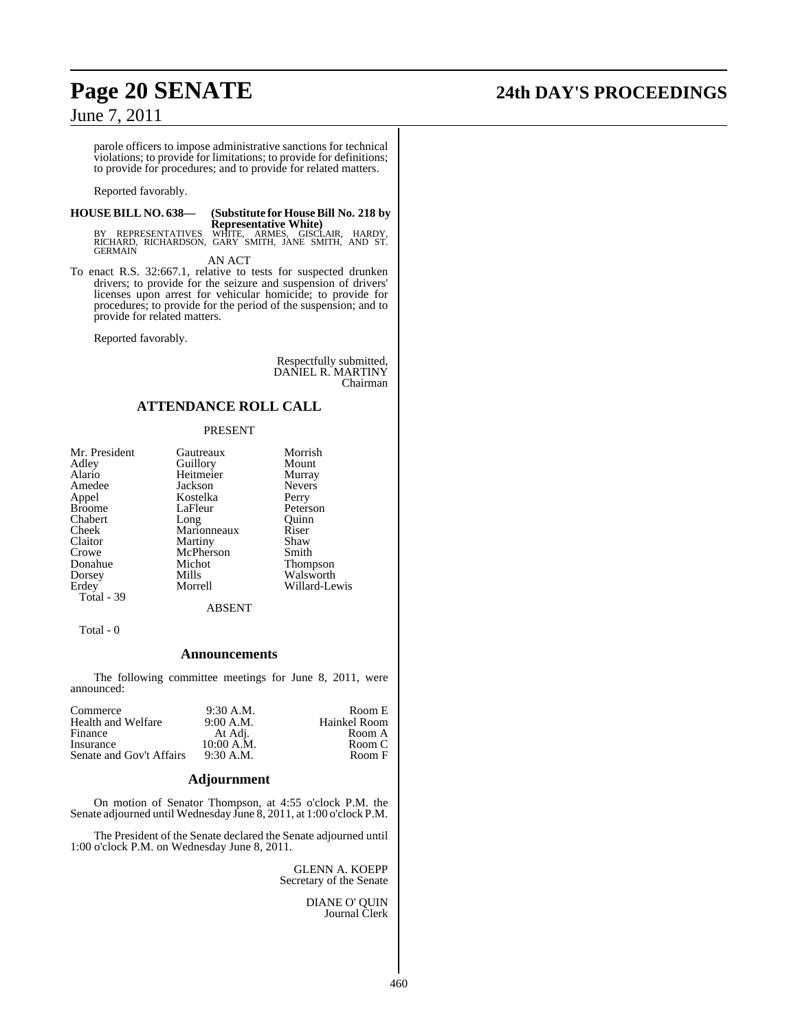parole officers to impose administrative sanctions for technical violations; to provide for limitations; to provide for definitions; to provide for procedures; and to provide for related matters.

Reported favorably.

**HOUSE BILL NO. 638— (Substitute for House Bill No. 218 by Representative White)**
BY REPRESENTATIVES WHITE, ARMES, GISCLAIR, HARDY, RICHARD, RICHARDSON, GARY SMITH, JANE SMITH, AND ST. GERMAIN

AN ACT

To enact R.S. 32:667.1, relative to tests for suspected drunken drivers; to provide for the seizure and suspension of drivers' licenses upon arrest for vehicular homicide; to provide for procedures; to provide for the period of the suspension; and to provide for related matters.

Reported favorably.

Respectfully submitted,
DANIEL R. MARTINY
Chairman

## ATTENDANCE ROLL CALL

PRESENT

| | | |
|---|---|---|
| Mr. President | Gautreaux | Morrish |
| Adley | Guillory | Mount |
| Alario | Heitmeier | Murray |
| Amedee | Jackson | Nevers |
| Appel | Kostelka | Perry |
| Broome | LaFleur | Peterson |
| Chabert | Long | Quinn |
| Cheek | Marionneaux | Riser |
| Claitor | Martiny | Shaw |
| Crowe | McPherson | Smith |
| Donahue | Michot | Thompson |
| Dorsey | Mills | Walsworth |
| Erdey | Morrell | Willard-Lewis |

Total - 39

ABSENT

Total - 0

## Announcements

The following committee meetings for June 8, 2011, were announced:

| | | |
|---|---|---|
| Commerce | 9:30 A.M. | Room E |
| Health and Welfare | 9:00 A.M. | Hainkel Room |
| Finance | At Adj. | Room A |
| Insurance | 10:00 A.M. | Room C |
| Senate and Gov't Affairs | 9:30 A.M. | Room F |

## Adjournment

On motion of Senator Thompson, at 4:55 o'clock P.M. the Senate adjourned until Wednesday June 8, 2011, at 1:00 o'clock P.M.

The President of the Senate declared the Senate adjourned until 1:00 o'clock P.M. on Wednesday June 8, 2011.

GLENN A. KOEPP
Secretary of the Senate

DIANE O' QUIN
Journal Clerk